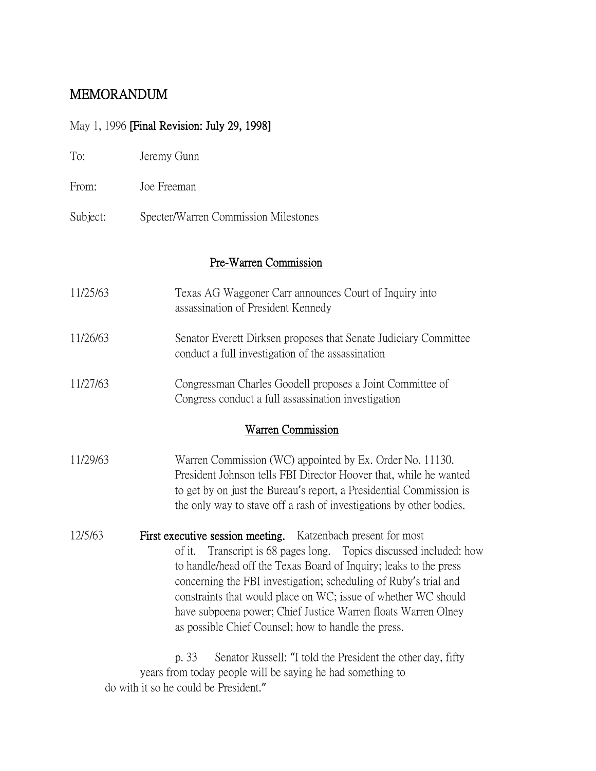# MEMORANDUM

May 1, 1996 **[Final Revision: July 29, 1998]**

To: Jeremy Gunn

From: Joe Freeman

Subject: Specter/Warren Commission Milestones

## Pre-Warren Commission

11/25/63 — Texas AG Waggoner Carr announces Court of Inquiry into assassination of President Kennedy

11/26/63 — Senator Everett Dirksen proposes that Senate Judiciary Committee conduct a full investigation of the assassination

11/27/63 — Congressman Charles Goodell proposes a Joint Committee of Congress conduct a full assassination investigation

## Warren Commission

11/29/63 — Warren Commission (WC) appointed by Ex. Order No. 11130. President Johnson tells FBI Director Hoover that, while he wanted to get by on just the Bureau's report, a Presidential Commission is the only way to stave off a rash of investigations by other bodies.

12/5/63 — **First executive session meeting.** Katzenbach present for most of it. Transcript is 68 pages long. Topics discussed included: how to handle/head off the Texas Board of Inquiry; leaks to the press concerning the FBI investigation; scheduling of Ruby's trial and constraints that would place on WC; issue of whether WC should have subpoena power; Chief Justice Warren floats Warren Olney as possible Chief Counsel; how to handle the press.

p. 33 Senator Russell: "I told the President the other day, fifty years from today people will be saying he had something to do with it so he could be President."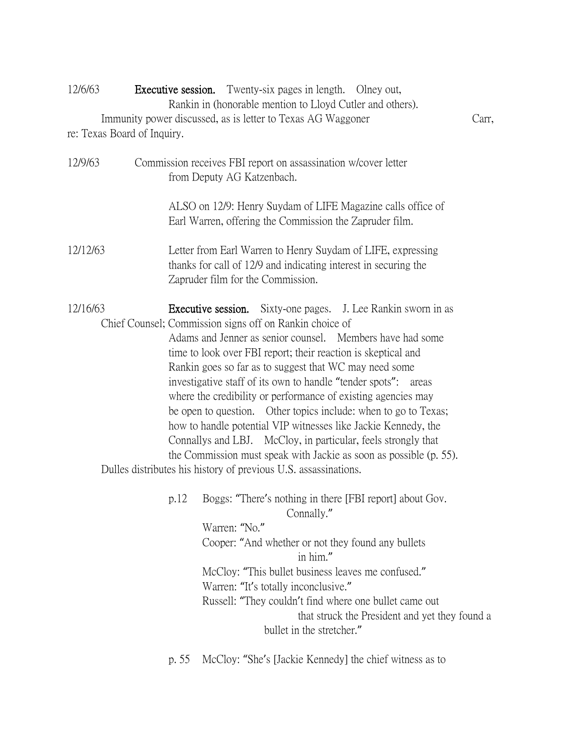12/6/63 **Executive session.** Twenty-six pages in length. Olney out, Rankin in (honorable mention to Lloyd Cutler and others). Immunity power discussed, as is letter to Texas AG Waggoner Carr, re: Texas Board of Inquiry.

12/9/63 Commission receives FBI report on assassination w/cover letter from Deputy AG Katzenbach.

ALSO on 12/9: Henry Suydam of LIFE Magazine calls office of Earl Warren, offering the Commission the Zapruder film.

12/12/63 Letter from Earl Warren to Henry Suydam of LIFE, expressing thanks for call of 12/9 and indicating interest in securing the Zapruder film for the Commission.

12/16/63 **Executive session.** Sixty-one pages. J. Lee Rankin sworn in as Chief Counsel; Commission signs off on Rankin choice of Adams and Jenner as senior counsel. Members have had some time to look over FBI report; their reaction is skeptical and Rankin goes so far as to suggest that WC may need some investigative staff of its own to handle "tender spots": areas where the credibility or performance of existing agencies may be open to question. Other topics include: when to go to Texas; how to handle potential VIP witnesses like Jackie Kennedy, the Connallys and LBJ. McCloy, in particular, feels strongly that the Commission must speak with Jackie as soon as possible (p. 55). Dulles distributes his history of previous U.S. assassinations.

p.12 Boggs: "There's nothing in there [FBI report] about Gov. Connally."
Warren: "No."
Cooper: "And whether or not they found any bullets in him."
McCloy: "This bullet business leaves me confused."
Warren: "It's totally inconclusive."
Russell: "They couldn't find where one bullet came out that struck the President and yet they found a bullet in the stretcher."

p. 55 McCloy: "She's [Jackie Kennedy] the chief witness as to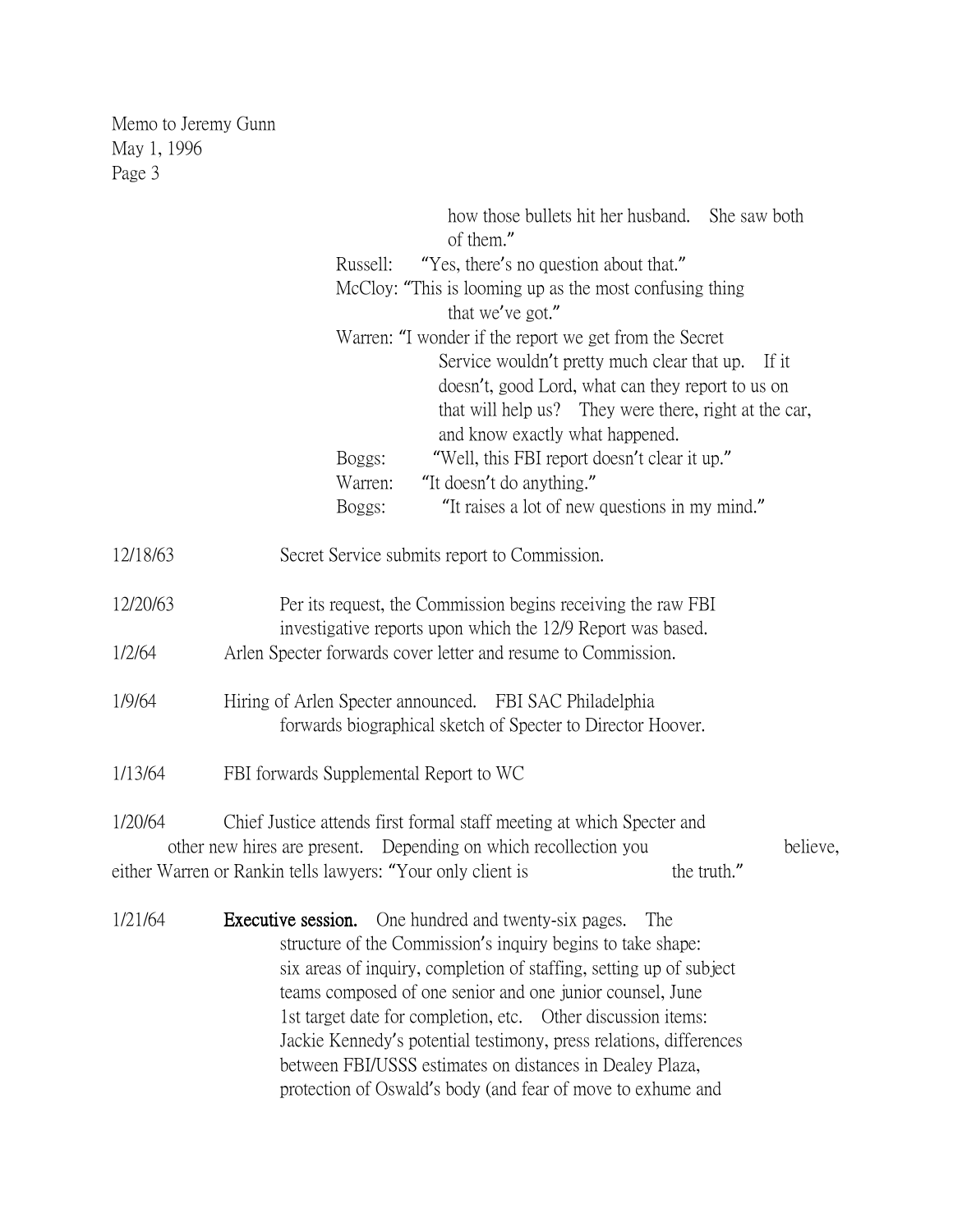how those bullets hit her husband. She saw both of them."

Russell: "Yes, there's no question about that."

McCloy: "This is looming up as the most confusing thing that we've got."

Warren: "I wonder if the report we get from the Secret Service wouldn't pretty much clear that up. If it doesn't, good Lord, what can they report to us on that will help us? They were there, right at the car, and know exactly what happened.

Boggs: "Well, this FBI report doesn't clear it up."

Warren: "It doesn't do anything."

Boggs: "It raises a lot of new questions in my mind."

12/18/63 Secret Service submits report to Commission.

12/20/63 Per its request, the Commission begins receiving the raw FBI investigative reports upon which the 12/9 Report was based.

1/2/64 Arlen Specter forwards cover letter and resume to Commission.

1/9/64 Hiring of Arlen Specter announced. FBI SAC Philadelphia forwards biographical sketch of Specter to Director Hoover.

1/13/64 FBI forwards Supplemental Report to WC

1/20/64 Chief Justice attends first formal staff meeting at which Specter and other new hires are present. Depending on which recollection you believe, either Warren or Rankin tells lawyers: "Your only client is the truth."

1/21/64 **Executive session.** One hundred and twenty-six pages. The structure of the Commission's inquiry begins to take shape: six areas of inquiry, completion of staffing, setting up of subject teams composed of one senior and one junior counsel, June 1st target date for completion, etc. Other discussion items: Jackie Kennedy's potential testimony, press relations, differences between FBI/USSS estimates on distances in Dealey Plaza, protection of Oswald's body (and fear of move to exhume and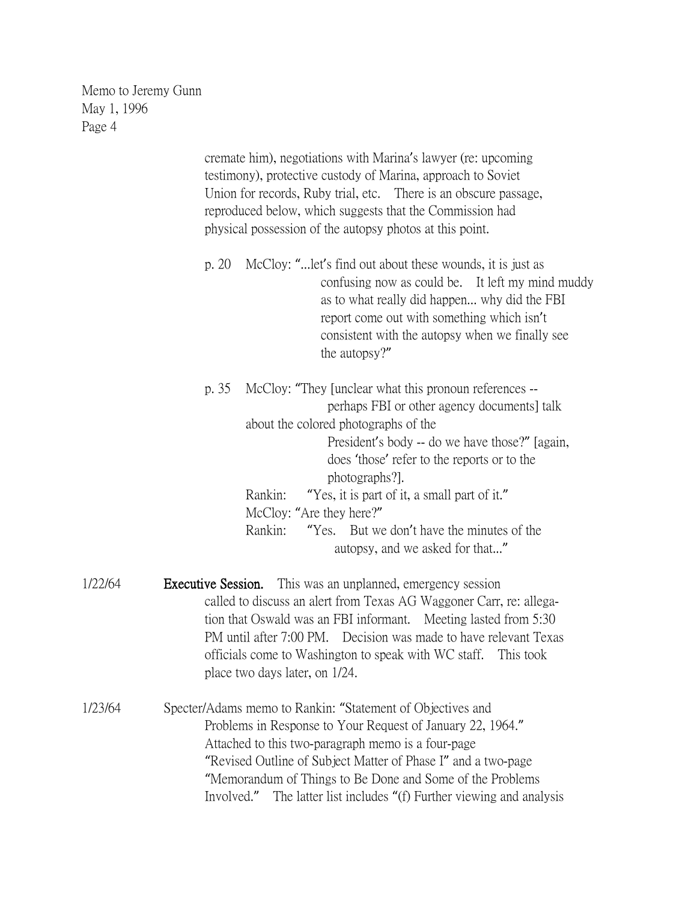cremate him), negotiations with Marina's lawyer (re: upcoming testimony), protective custody of Marina, approach to Soviet Union for records, Ruby trial, etc. There is an obscure passage, reproduced below, which suggests that the Commission had physical possession of the autopsy photos at this point.

p. 20 McCloy: "...let's find out about these wounds, it is just as confusing now as could be. It left my mind muddy as to what really did happen... why did the FBI report come out with something which isn't consistent with the autopsy when we finally see the autopsy?"

p. 35 McCloy: "They [unclear what this pronoun references -- perhaps FBI or other agency documents] talk about the colored photographs of the President's body -- do we have those?" [again, does 'those' refer to the reports or to the photographs?].

Rankin: "Yes, it is part of it, a small part of it."

McCloy: "Are they here?"

Rankin: "Yes. But we don't have the minutes of the autopsy, and we asked for that..."

1/22/64 **Executive Session.** This was an unplanned, emergency session called to discuss an alert from Texas AG Waggoner Carr, re: allegation that Oswald was an FBI informant. Meeting lasted from 5:30 PM until after 7:00 PM. Decision was made to have relevant Texas officials come to Washington to speak with WC staff. This took place two days later, on 1/24.

1/23/64 Specter/Adams memo to Rankin: "Statement of Objectives and Problems in Response to Your Request of January 22, 1964." Attached to this two-paragraph memo is a four-page "Revised Outline of Subject Matter of Phase I" and a two-page "Memorandum of Things to Be Done and Some of the Problems Involved." The latter list includes "(f) Further viewing and analysis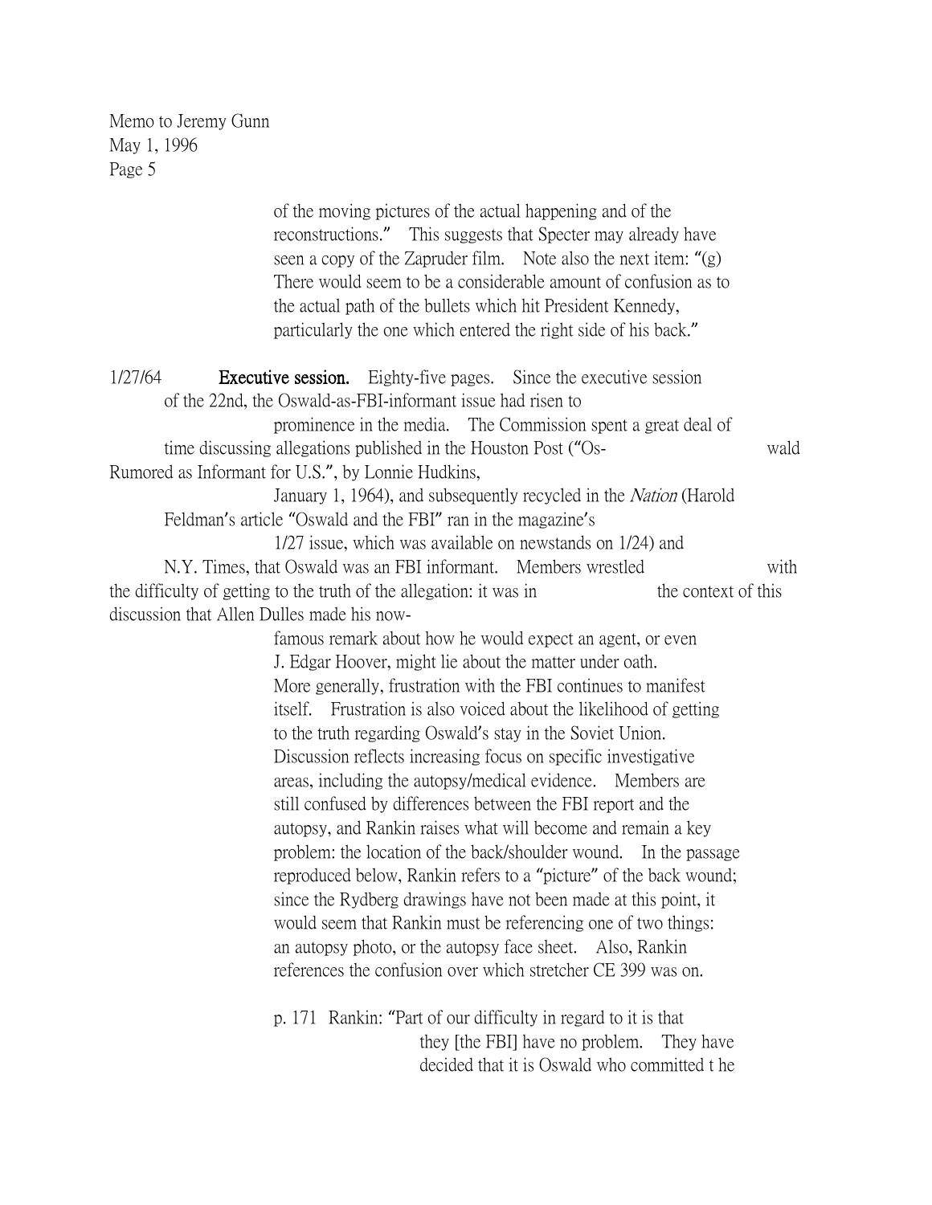Memo to Jeremy Gunn
May 1, 1996
Page 5

of the moving pictures of the actual happening and of the reconstructions." This suggests that Specter may already have seen a copy of the Zapruder film. Note also the next item: "(g) There would seem to be a considerable amount of confusion as to the actual path of the bullets which hit President Kennedy, particularly the one which entered the right side of his back."

1/27/64 **Executive session.** Eighty-five pages. Since the executive session of the 22nd, the Oswald-as-FBI-informant issue had risen to prominence in the media. The Commission spent a great deal of time discussing allegations published in the Houston Post ("Oswald Rumored as Informant for U.S.", by Lonnie Hudkins, January 1, 1964), and subsequently recycled in the *Nation* (Harold Feldman's article "Oswald and the FBI" ran in the magazine's 1/27 issue, which was available on newstands on 1/24) and N.Y. Times, that Oswald was an FBI informant. Members wrestled with the difficulty of getting to the truth of the allegation: it was in the context of this discussion that Allen Dulles made his now-famous remark about how he would expect an agent, or even J. Edgar Hoover, might lie about the matter under oath. More generally, frustration with the FBI continues to manifest itself. Frustration is also voiced about the likelihood of getting to the truth regarding Oswald's stay in the Soviet Union. Discussion reflects increasing focus on specific investigative areas, including the autopsy/medical evidence. Members are still confused by differences between the FBI report and the autopsy, and Rankin raises what will become and remain a key problem: the location of the back/shoulder wound. In the passage reproduced below, Rankin refers to a "picture" of the back wound; since the Rydberg drawings have not been made at this point, it would seem that Rankin must be referencing one of two things: an autopsy photo, or the autopsy face sheet. Also, Rankin references the confusion over which stretcher CE 399 was on.

p. 171 Rankin: "Part of our difficulty in regard to it is that they [the FBI] have no problem. They have decided that it is Oswald who committed t he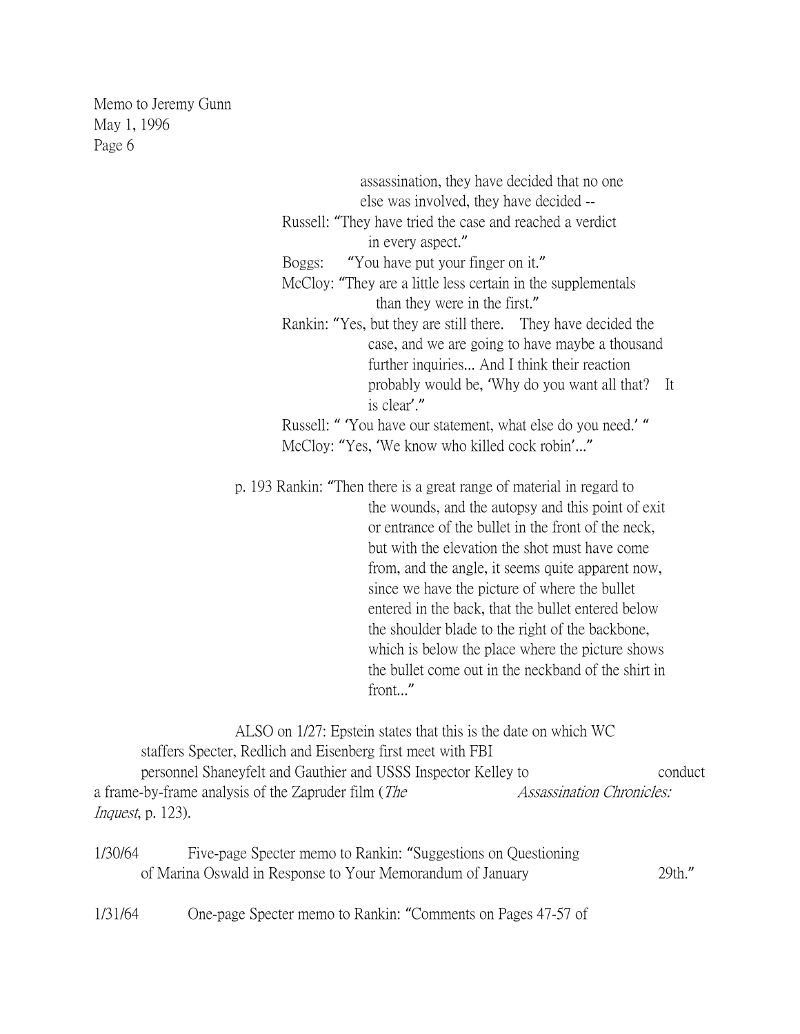assassination, they have decided that no one else was involved, they have decided --

Russell: "They have tried the case and reached a verdict in every aspect."

Boggs: "You have put your finger on it."

McCloy: "They are a little less certain in the supplementals than they were in the first."

Rankin: "Yes, but they are still there. They have decided the case, and we are going to have maybe a thousand further inquiries... And I think their reaction probably would be, 'Why do you want all that? It is clear'."

Russell: " 'You have our statement, what else do you need.' "

McCloy: "Yes, 'We know who killed cock robin'..."

p. 193 Rankin: "Then there is a great range of material in regard to the wounds, and the autopsy and this point of exit or entrance of the bullet in the front of the neck, but with the elevation the shot must have come from, and the angle, it seems quite apparent now, since we have the picture of where the bullet entered in the back, that the bullet entered below the shoulder blade to the right of the backbone, which is below the place where the picture shows the bullet come out in the neckband of the shirt in front..."

ALSO on 1/27: Epstein states that this is the date on which WC staffers Specter, Redlich and Eisenberg first meet with FBI personnel Shaneyfelt and Gauthier and USSS Inspector Kelley to conduct a frame-by-frame analysis of the Zapruder film (*The Assassination Chronicles: Inquest*, p. 123).

1/30/64 Five-page Specter memo to Rankin: "Suggestions on Questioning of Marina Oswald in Response to Your Memorandum of January 29th."

1/31/64 One-page Specter memo to Rankin: "Comments on Pages 47-57 of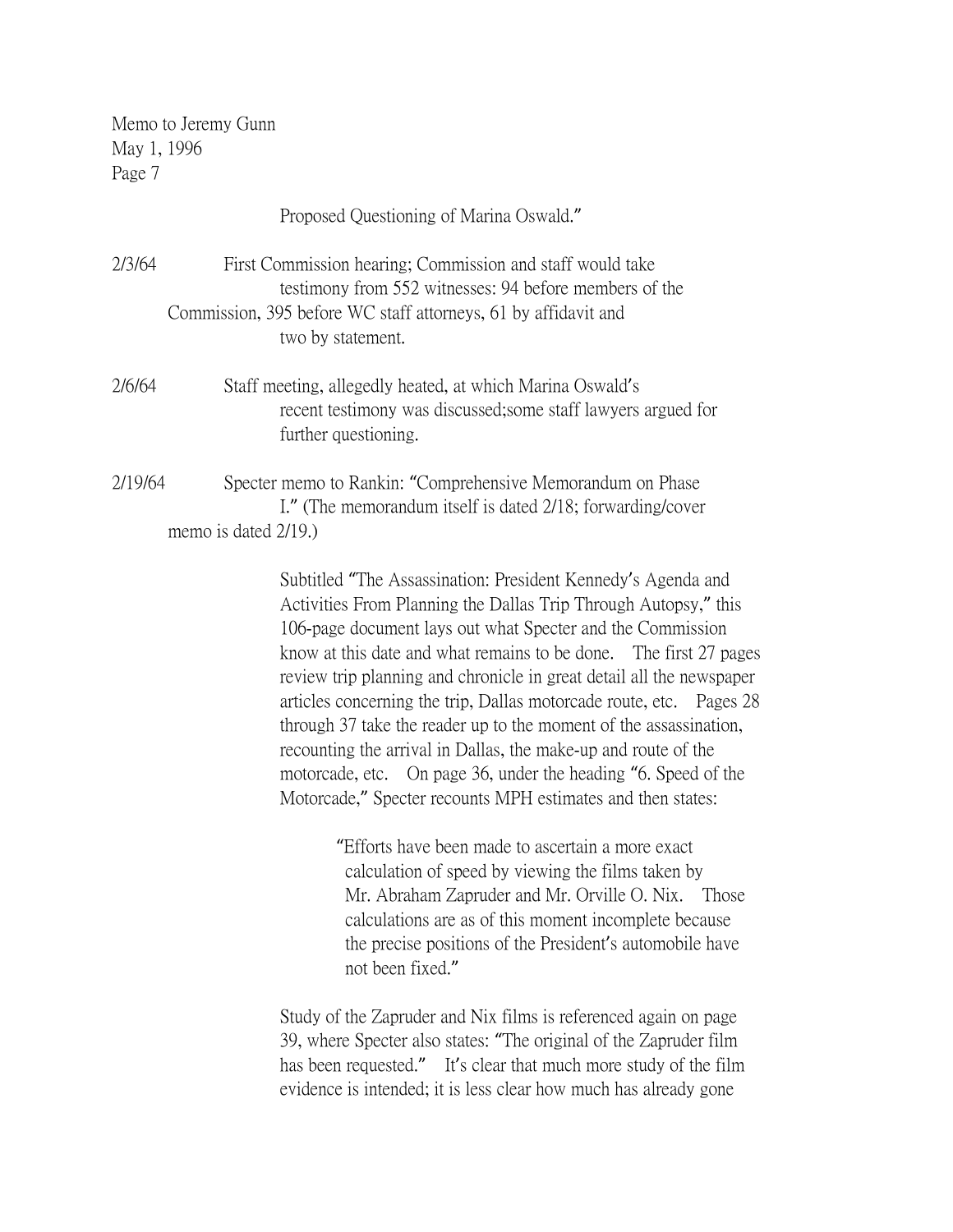Proposed Questioning of Marina Oswald."

2/3/64 First Commission hearing; Commission and staff would take testimony from 552 witnesses: 94 before members of the Commission, 395 before WC staff attorneys, 61 by affidavit and two by statement.

2/6/64 Staff meeting, allegedly heated, at which Marina Oswald's recent testimony was discussed;some staff lawyers argued for further questioning.

2/19/64 Specter memo to Rankin: "Comprehensive Memorandum on Phase I." (The memorandum itself is dated 2/18; forwarding/cover memo is dated 2/19.)

Subtitled "The Assassination: President Kennedy's Agenda and Activities From Planning the Dallas Trip Through Autopsy," this 106-page document lays out what Specter and the Commission know at this date and what remains to be done. The first 27 pages review trip planning and chronicle in great detail all the newspaper articles concerning the trip, Dallas motorcade route, etc. Pages 28 through 37 take the reader up to the moment of the assassination, recounting the arrival in Dallas, the make-up and route of the motorcade, etc. On page 36, under the heading "6. Speed of the Motorcade," Specter recounts MPH estimates and then states:

> "Efforts have been made to ascertain a more exact calculation of speed by viewing the films taken by Mr. Abraham Zapruder and Mr. Orville O. Nix. Those calculations are as of this moment incomplete because the precise positions of the President's automobile have not been fixed."

Study of the Zapruder and Nix films is referenced again on page 39, where Specter also states: "The original of the Zapruder film has been requested." It's clear that much more study of the film evidence is intended; it is less clear how much has already gone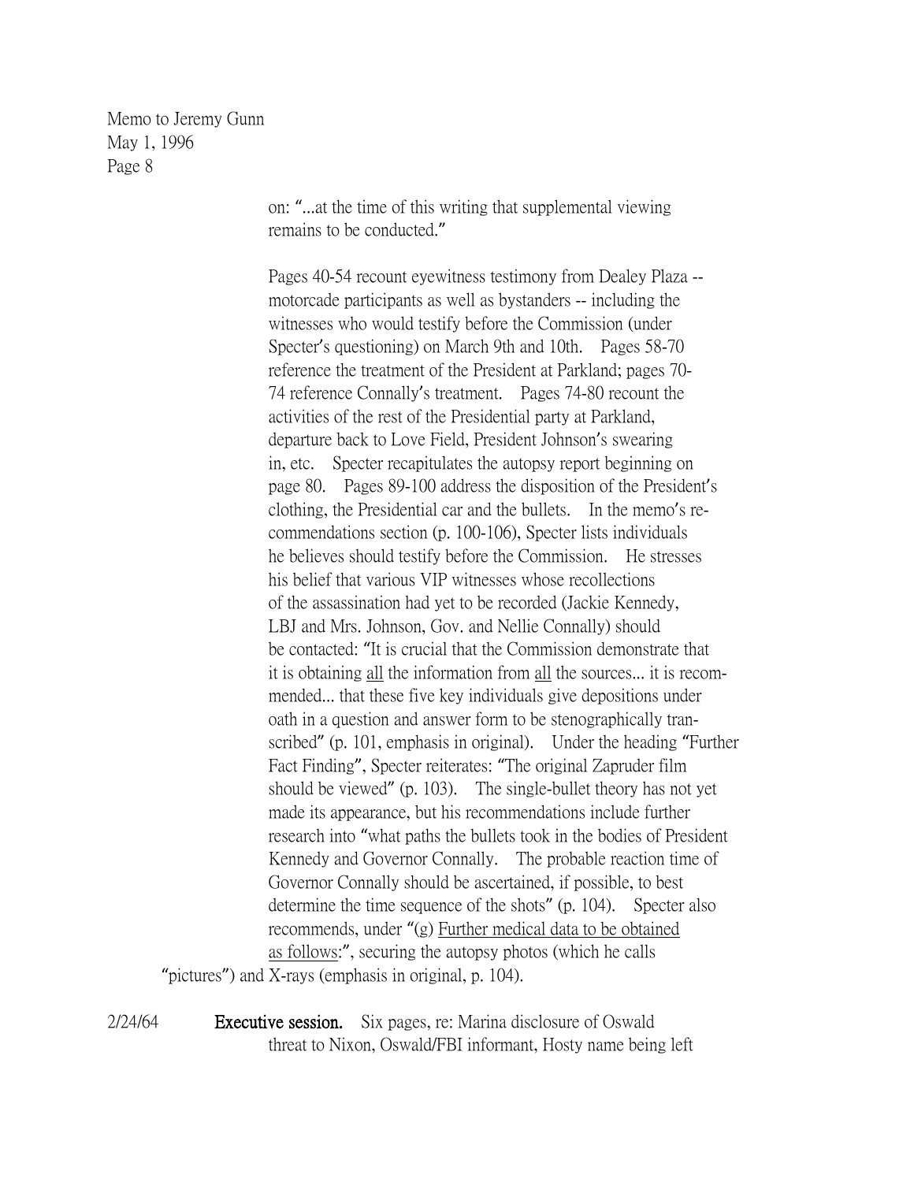on: "...at the time of this writing that supplemental viewing remains to be conducted."

Pages 40-54 recount eyewitness testimony from Dealey Plaza -- motorcade participants as well as bystanders -- including the witnesses who would testify before the Commission (under Specter's questioning) on March 9th and 10th. Pages 58-70 reference the treatment of the President at Parkland; pages 70-74 reference Connally's treatment. Pages 74-80 recount the activities of the rest of the Presidential party at Parkland, departure back to Love Field, President Johnson's swearing in, etc. Specter recapitulates the autopsy report beginning on page 80. Pages 89-100 address the disposition of the President's clothing, the Presidential car and the bullets. In the memo's recommendations section (p. 100-106), Specter lists individuals he believes should testify before the Commission. He stresses his belief that various VIP witnesses whose recollections of the assassination had yet to be recorded (Jackie Kennedy, LBJ and Mrs. Johnson, Gov. and Nellie Connally) should be contacted: "It is crucial that the Commission demonstrate that it is obtaining <u>all</u> the information from <u>all</u> the sources... it is recommended... that these five key individuals give depositions under oath in a question and answer form to be stenographically transcribed" (p. 101, emphasis in original). Under the heading "Further Fact Finding", Specter reiterates: "The original Zapruder film should be viewed" (p. 103). The single-bullet theory has not yet made its appearance, but his recommendations include further research into "what paths the bullets took in the bodies of President Kennedy and Governor Connally. The probable reaction time of Governor Connally should be ascertained, if possible, to best determine the time sequence of the shots" (p. 104). Specter also recommends, under "(g) <u>Further medical data to be obtained as follows</u>:", securing the autopsy photos (which he calls "pictures") and X-rays (emphasis in original, p. 104).

2/24/64 **Executive session.** Six pages, re: Marina disclosure of Oswald threat to Nixon, Oswald/FBI informant, Hosty name being left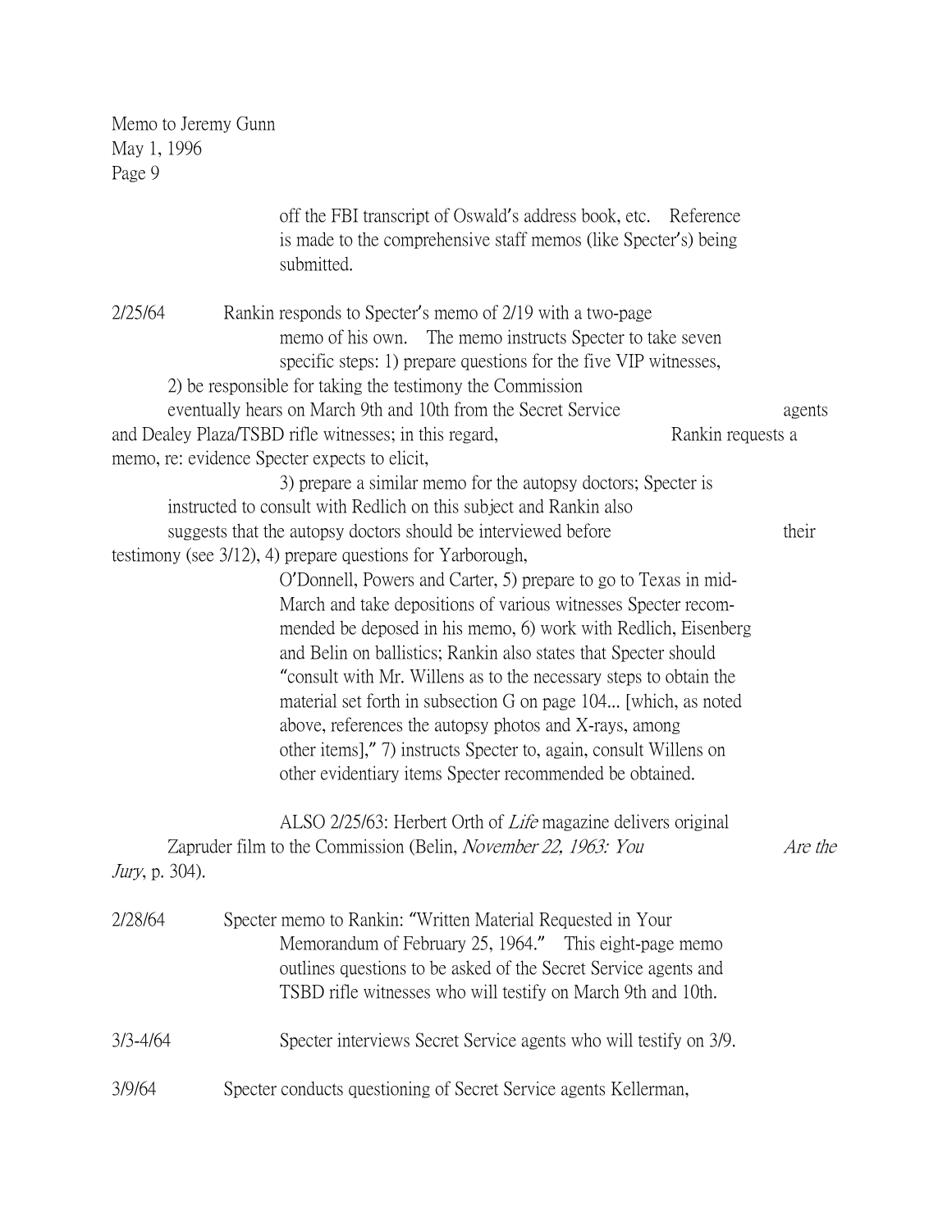Memo to Jeremy Gunn
May 1, 1996

off the FBI transcript of Oswald's address book, etc. Reference is made to the comprehensive staff memos (like Specter's) being submitted.

2/25/64 Rankin responds to Specter's memo of 2/19 with a two-page memo of his own. The memo instructs Specter to take seven specific steps: 1) prepare questions for the five VIP witnesses, 2) be responsible for taking the testimony the Commission eventually hears on March 9th and 10th from the Secret Service agents and Dealey Plaza/TSBD rifle witnesses; in this regard, Rankin requests a memo, re: evidence Specter expects to elicit, 3) prepare a similar memo for the autopsy doctors; Specter is instructed to consult with Redlich on this subject and Rankin also suggests that the autopsy doctors should be interviewed before their testimony (see 3/12), 4) prepare questions for Yarborough, O'Donnell, Powers and Carter, 5) prepare to go to Texas in mid-March and take depositions of various witnesses Specter recommended be deposed in his memo, 6) work with Redlich, Eisenberg and Belin on ballistics; Rankin also states that Specter should "consult with Mr. Willens as to the necessary steps to obtain the material set forth in subsection G on page 104... [which, as noted above, references the autopsy photos and X-rays, among other items]," 7) instructs Specter to, again, consult Willens on other evidentiary items Specter recommended be obtained.

ALSO 2/25/63: Herbert Orth of *Life* magazine delivers original Zapruder film to the Commission (Belin, *November 22, 1963: You Are the Jury*, p. 304).

2/28/64 Specter memo to Rankin: "Written Material Requested in Your Memorandum of February 25, 1964." This eight-page memo outlines questions to be asked of the Secret Service agents and TSBD rifle witnesses who will testify on March 9th and 10th.

3/3-4/64 Specter interviews Secret Service agents who will testify on 3/9.

3/9/64 Specter conducts questioning of Secret Service agents Kellerman,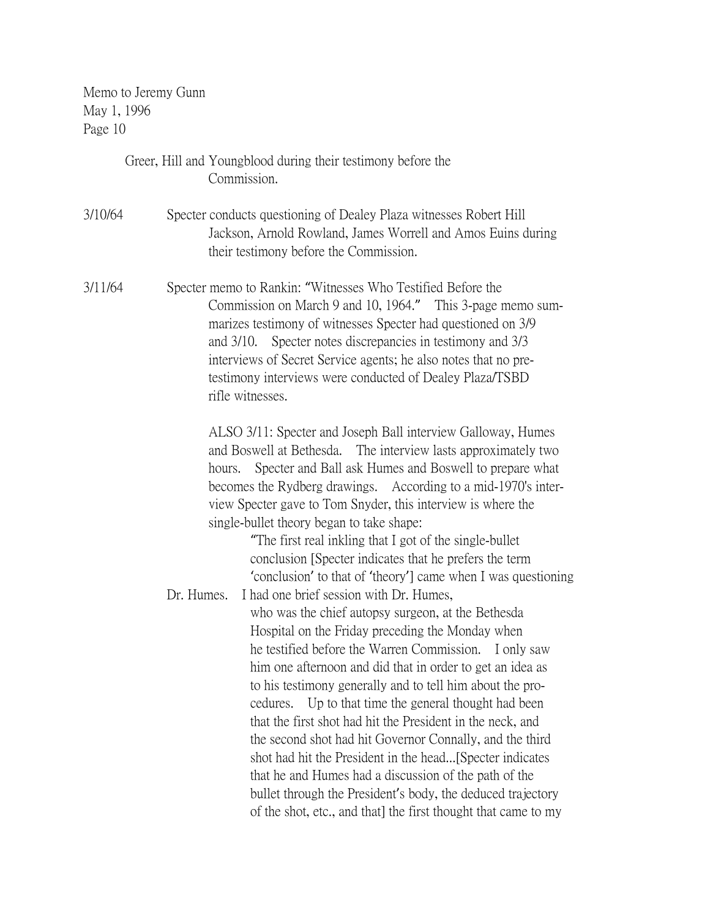Memo to Jeremy Gunn
May 1, 1996
Page 10

Greer, Hill and Youngblood during their testimony before the Commission.

3/10/64 Specter conducts questioning of Dealey Plaza witnesses Robert Hill Jackson, Arnold Rowland, James Worrell and Amos Euins during their testimony before the Commission.

3/11/64 Specter memo to Rankin: "Witnesses Who Testified Before the Commission on March 9 and 10, 1964." This 3-page memo summarizes testimony of witnesses Specter had questioned on 3/9 and 3/10. Specter notes discrepancies in testimony and 3/3 interviews of Secret Service agents; he also notes that no pre-testimony interviews were conducted of Dealey Plaza/TSBD rifle witnesses.

ALSO 3/11: Specter and Joseph Ball interview Galloway, Humes and Boswell at Bethesda. The interview lasts approximately two hours. Specter and Ball ask Humes and Boswell to prepare what becomes the Rydberg drawings. According to a mid-1970's interview Specter gave to Tom Snyder, this interview is where the single-bullet theory began to take shape:

> "The first real inkling that I got of the single-bullet conclusion [Specter indicates that he prefers the term 'conclusion' to that of 'theory'] came when I was questioning Dr. Humes. I had one brief session with Dr. Humes, who was the chief autopsy surgeon, at the Bethesda Hospital on the Friday preceding the Monday when he testified before the Warren Commission. I only saw him one afternoon and did that in order to get an idea as to his testimony generally and to tell him about the procedures. Up to that time the general thought had been that the first shot had hit the President in the neck, and the second shot had hit Governor Connally, and the third shot had hit the President in the head...[Specter indicates that he and Humes had a discussion of the path of the bullet through the President's body, the deduced trajectory of the shot, etc., and that] the first thought that came to my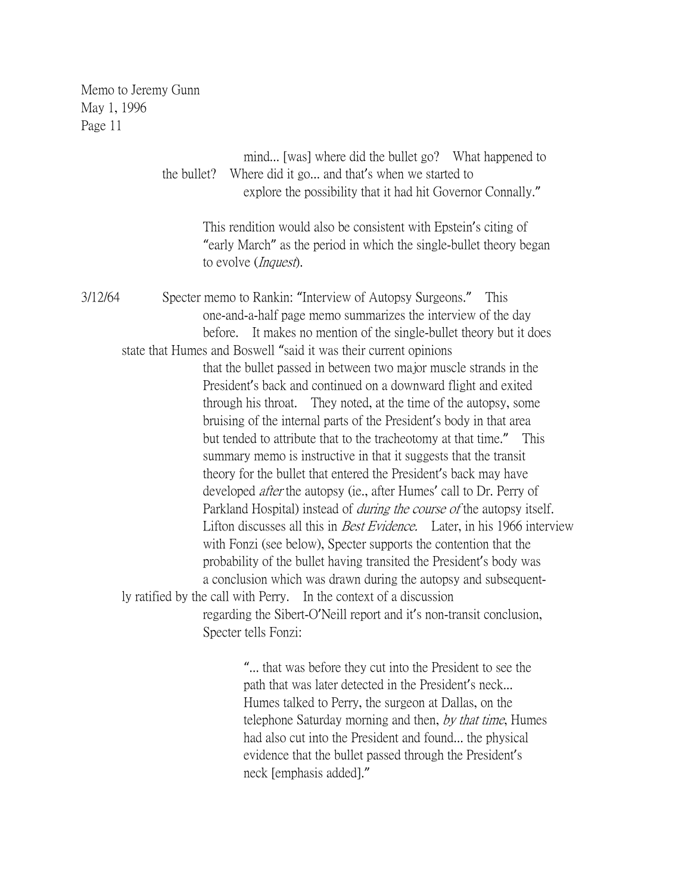> mind... [was] where did the bullet go? What happened to the bullet? Where did it go... and that's when we started to explore the possibility that it had hit Governor Connally."

This rendition would also be consistent with Epstein's citing of "early March" as the period in which the single-bullet theory began to evolve (*Inquest*).

3/12/64 Specter memo to Rankin: "Interview of Autopsy Surgeons." This one-and-a-half page memo summarizes the interview of the day before. It makes no mention of the single-bullet theory but it does state that Humes and Boswell "said it was their current opinions that the bullet passed in between two major muscle strands in the President's back and continued on a downward flight and exited through his throat. They noted, at the time of the autopsy, some bruising of the internal parts of the President's body in that area but tended to attribute that to the tracheotomy at that time." This summary memo is instructive in that it suggests that the transit theory for the bullet that entered the President's back may have developed *after* the autopsy (ie., after Humes' call to Dr. Perry of Parkland Hospital) instead of *during the course of* the autopsy itself. Lifton discusses all this in *Best Evidence.* Later, in his 1966 interview with Fonzi (see below), Specter supports the contention that the probability of the bullet having transited the President's body was a conclusion which was drawn during the autopsy and subsequently ratified by the call with Perry. In the context of a discussion regarding the Sibert-O'Neill report and it's non-transit conclusion, Specter tells Fonzi:

> "... that was before they cut into the President to see the path that was later detected in the President's neck... Humes talked to Perry, the surgeon at Dallas, on the telephone Saturday morning and then, *by that time*, Humes had also cut into the President and found... the physical evidence that the bullet passed through the President's neck [emphasis added]."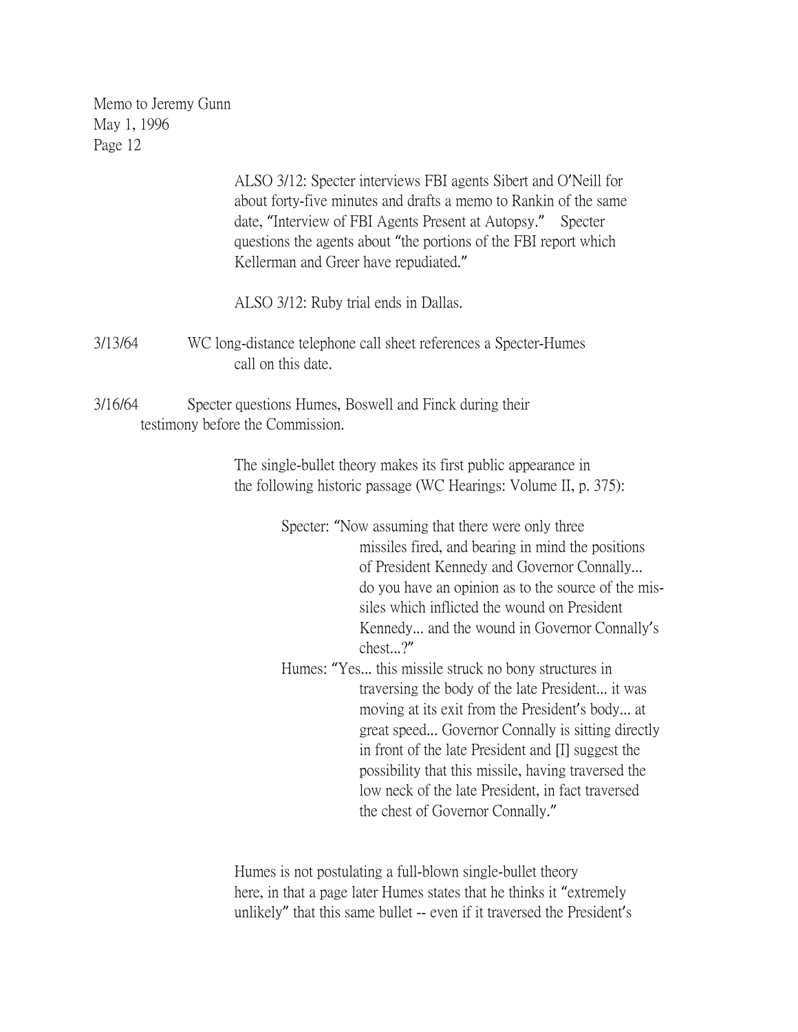ALSO 3/12: Specter interviews FBI agents Sibert and O'Neill for about forty-five minutes and drafts a memo to Rankin of the same date, "Interview of FBI Agents Present at Autopsy." Specter questions the agents about "the portions of the FBI report which Kellerman and Greer have repudiated."

ALSO 3/12: Ruby trial ends in Dallas.

3/13/64 WC long-distance telephone call sheet references a Specter-Humes call on this date.

3/16/64 Specter questions Humes, Boswell and Finck during their testimony before the Commission.

The single-bullet theory makes its first public appearance in the following historic passage (WC Hearings: Volume II, p. 375):

> Specter: "Now assuming that there were only three missiles fired, and bearing in mind the positions of President Kennedy and Governor Connally... do you have an opinion as to the source of the missiles which inflicted the wound on President Kennedy... and the wound in Governor Connally's chest...?"
>
> Humes: "Yes... this missile struck no bony structures in traversing the body of the late President... it was moving at its exit from the President's body... at great speed... Governor Connally is sitting directly in front of the late President and [I] suggest the possibility that this missile, having traversed the low neck of the late President, in fact traversed the chest of Governor Connally."

Humes is not postulating a full-blown single-bullet theory here, in that a page later Humes states that he thinks it "extremely unlikely" that this same bullet -- even if it traversed the President's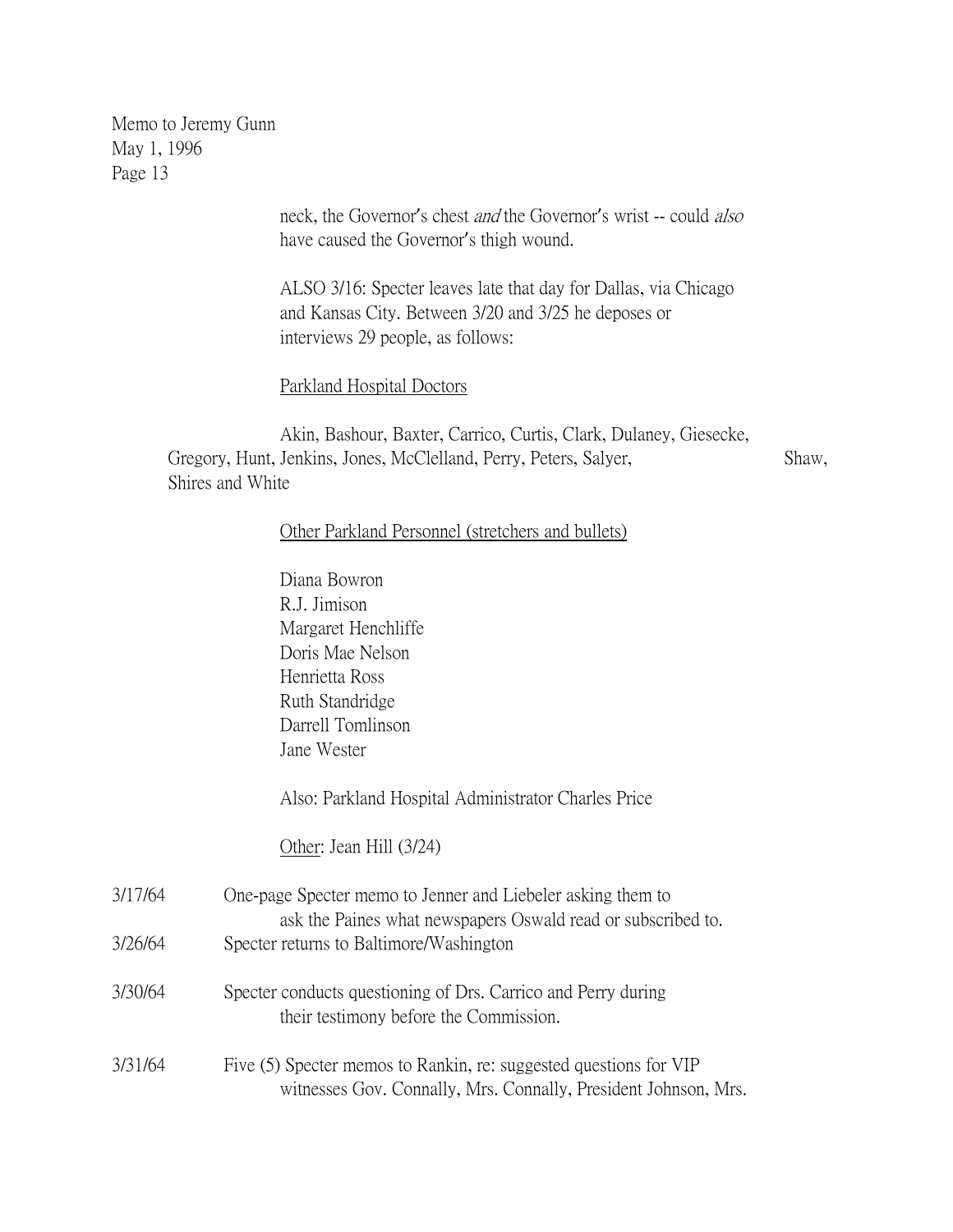Memo to Jeremy Gunn
May 1, 1996
Page 13

neck, the Governor's chest *and* the Governor's wrist -- could *also* have caused the Governor's thigh wound.

ALSO 3/16: Specter leaves late that day for Dallas, via Chicago and Kansas City. Between 3/20 and 3/25 he deposes or interviews 29 people, as follows:

<u>Parkland Hospital Doctors</u>

Akin, Bashour, Baxter, Carrico, Curtis, Clark, Dulaney, Giesecke, Gregory, Hunt, Jenkins, Jones, McClelland, Perry, Peters, Salyer, Shaw, Shires and White

<u>Other Parkland Personnel (stretchers and bullets)</u>

Diana Bowron
R.J. Jimison
Margaret Henchliffe
Doris Mae Nelson
Henrietta Ross
Ruth Standridge
Darrell Tomlinson
Jane Wester

Also: Parkland Hospital Administrator Charles Price

<u>Other</u>: Jean Hill (3/24)

3/17/64 One-page Specter memo to Jenner and Liebeler asking them to ask the Paines what newspapers Oswald read or subscribed to.

3/26/64 Specter returns to Baltimore/Washington

3/30/64 Specter conducts questioning of Drs. Carrico and Perry during their testimony before the Commission.

3/31/64 Five (5) Specter memos to Rankin, re: suggested questions for VIP witnesses Gov. Connally, Mrs. Connally, President Johnson, Mrs.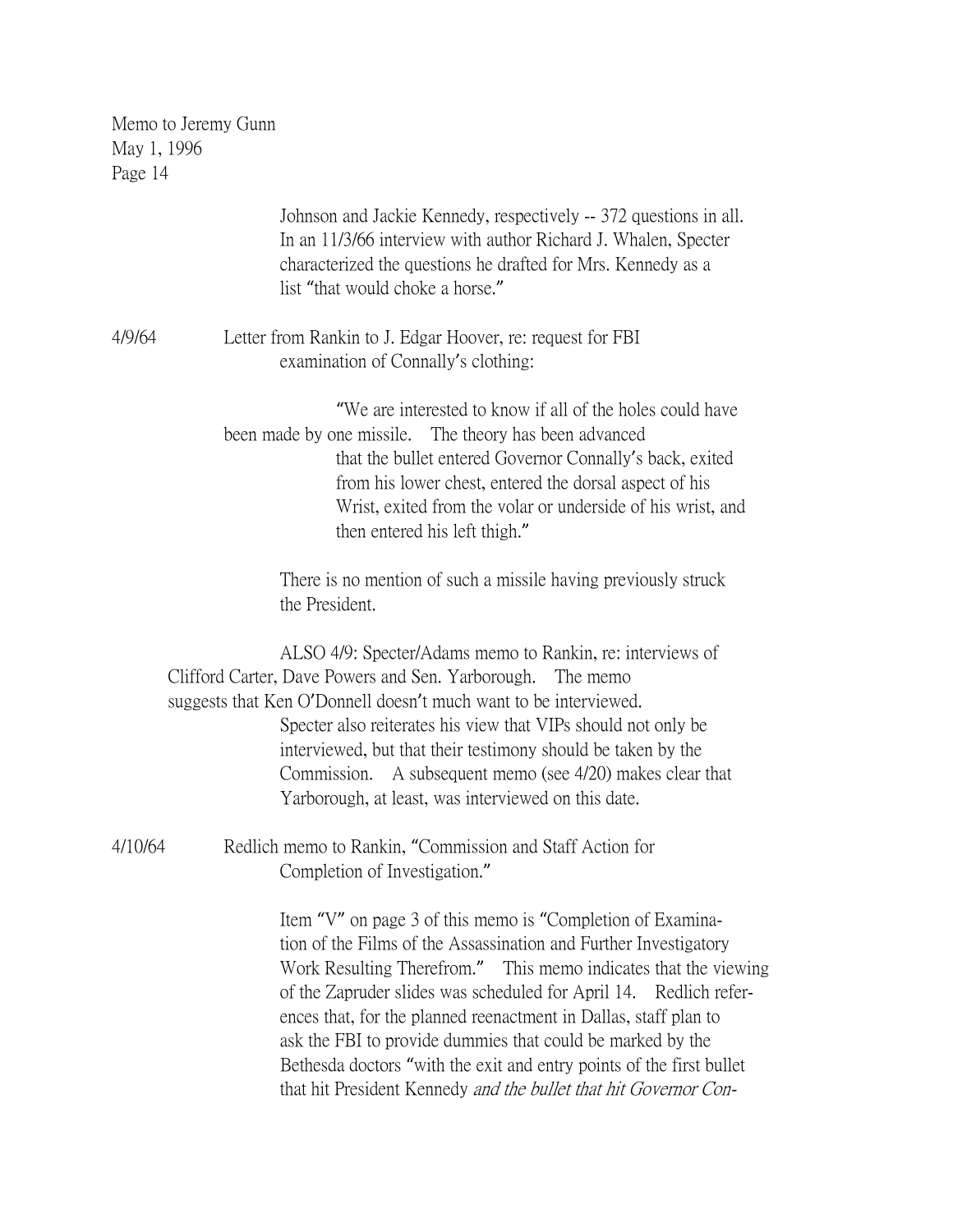Johnson and Jackie Kennedy, respectively -- 372 questions in all. In an 11/3/66 interview with author Richard J. Whalen, Specter characterized the questions he drafted for Mrs. Kennedy as a list "that would choke a horse."

4/9/64 Letter from Rankin to J. Edgar Hoover, re: request for FBI examination of Connally's clothing:

> "We are interested to know if all of the holes could have been made by one missile. The theory has been advanced that the bullet entered Governor Connally's back, exited from his lower chest, entered the dorsal aspect of his Wrist, exited from the volar or underside of his wrist, and then entered his left thigh."

There is no mention of such a missile having previously struck the President.

ALSO 4/9: Specter/Adams memo to Rankin, re: interviews of Clifford Carter, Dave Powers and Sen. Yarborough. The memo suggests that Ken O'Donnell doesn't much want to be interviewed. Specter also reiterates his view that VIPs should not only be interviewed, but that their testimony should be taken by the Commission. A subsequent memo (see 4/20) makes clear that Yarborough, at least, was interviewed on this date.

4/10/64 Redlich memo to Rankin, "Commission and Staff Action for Completion of Investigation."

Item "V" on page 3 of this memo is "Completion of Examination of the Films of the Assassination and Further Investigatory Work Resulting Therefrom." This memo indicates that the viewing of the Zapruder slides was scheduled for April 14. Redlich references that, for the planned reenactment in Dallas, staff plan to ask the FBI to provide dummies that could be marked by the Bethesda doctors "with the exit and entry points of the first bullet that hit President Kennedy *and the bullet that hit Governor Con-*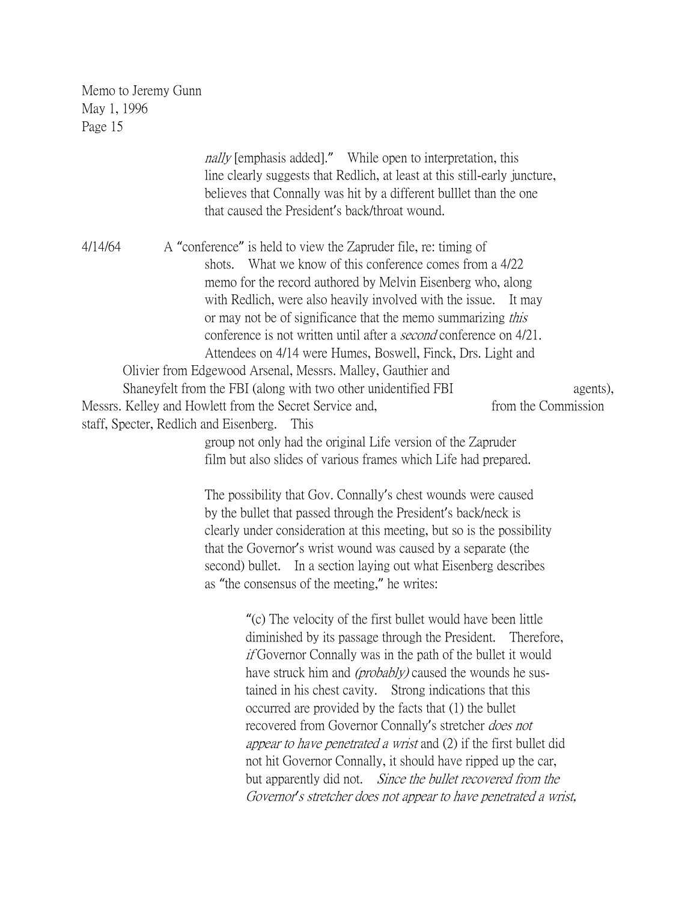*nally* [emphasis added]." While open to interpretation, this line clearly suggests that Redlich, at least at this still-early juncture, believes that Connally was hit by a different bulllet than the one that caused the President's back/throat wound.

4/14/64 A "conference" is held to view the Zapruder file, re: timing of shots. What we know of this conference comes from a 4/22 memo for the record authored by Melvin Eisenberg who, along with Redlich, were also heavily involved with the issue. It may or may not be of significance that the memo summarizing *this* conference is not written until after a *second* conference on 4/21. Attendees on 4/14 were Humes, Boswell, Finck, Drs. Light and Olivier from Edgewood Arsenal, Messrs. Malley, Gauthier and Shaneyfelt from the FBI (along with two other unidentified FBI agents), Messrs. Kelley and Howlett from the Secret Service and, from the Commission staff, Specter, Redlich and Eisenberg. This group not only had the original Life version of the Zapruder film but also slides of various frames which Life had prepared.

The possibility that Gov. Connally's chest wounds were caused by the bullet that passed through the President's back/neck is clearly under consideration at this meeting, but so is the possibility that the Governor's wrist wound was caused by a separate (the second) bullet. In a section laying out what Eisenberg describes as "the consensus of the meeting," he writes:

> "(c) The velocity of the first bullet would have been little diminished by its passage through the President. Therefore, *if* Governor Connally was in the path of the bullet it would have struck him and *(probably)* caused the wounds he sustained in his chest cavity. Strong indications that this occurred are provided by the facts that (1) the bullet recovered from Governor Connally's stretcher *does not appear to have penetrated a wrist* and (2) if the first bullet did not hit Governor Connally, it should have ripped up the car, but apparently did not. *Since the bullet recovered from the Governor's stretcher does not appear to have penetrated a wrist,*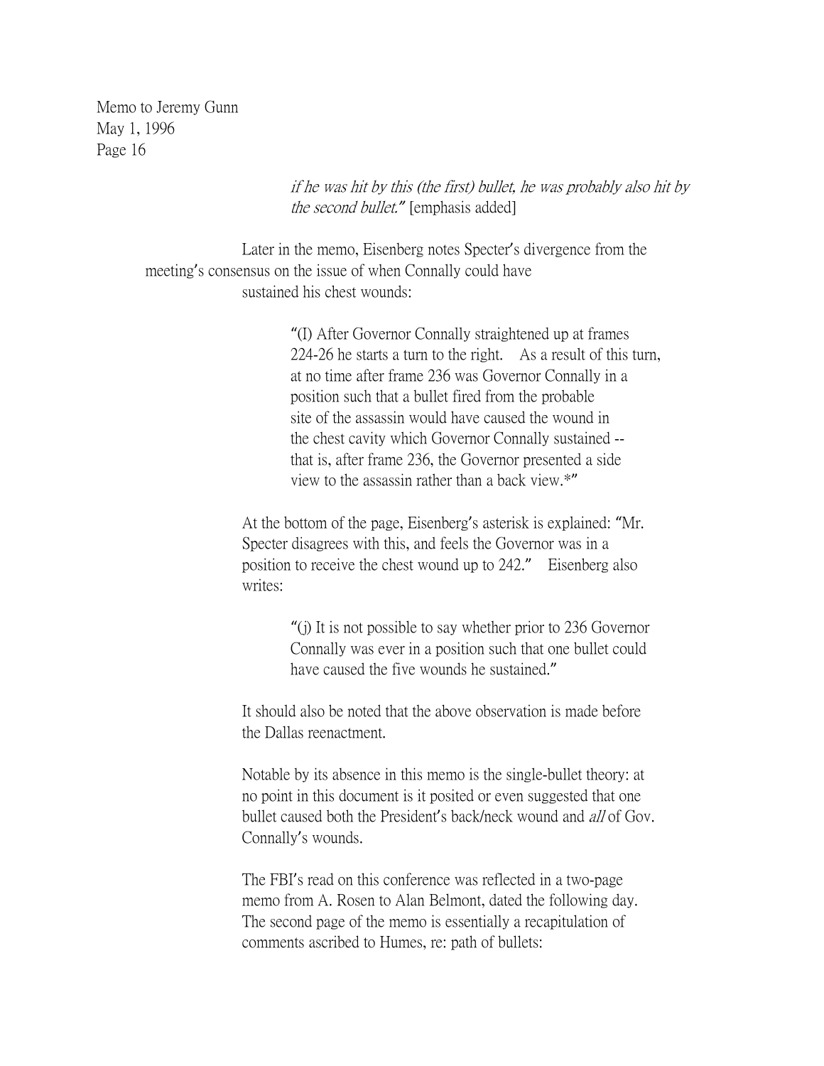> *if he was hit by this (the first) bullet, he was probably also hit by the second bullet."* [emphasis added]

Later in the memo, Eisenberg notes Specter's divergence from the meeting's consensus on the issue of when Connally could have sustained his chest wounds:

> "(I) After Governor Connally straightened up at frames 224-26 he starts a turn to the right. As a result of this turn, at no time after frame 236 was Governor Connally in a position such that a bullet fired from the probable site of the assassin would have caused the wound in the chest cavity which Governor Connally sustained -- that is, after frame 236, the Governor presented a side view to the assassin rather than a back view.*"

At the bottom of the page, Eisenberg's asterisk is explained: "Mr. Specter disagrees with this, and feels the Governor was in a position to receive the chest wound up to 242." Eisenberg also writes:

> "(j) It is not possible to say whether prior to 236 Governor Connally was ever in a position such that one bullet could have caused the five wounds he sustained."

It should also be noted that the above observation is made before the Dallas reenactment.

Notable by its absence in this memo is the single-bullet theory: at no point in this document is it posited or even suggested that one bullet caused both the President's back/neck wound and *all* of Gov. Connally's wounds.

The FBI's read on this conference was reflected in a two-page memo from A. Rosen to Alan Belmont, dated the following day. The second page of the memo is essentially a recapitulation of comments ascribed to Humes, re: path of bullets: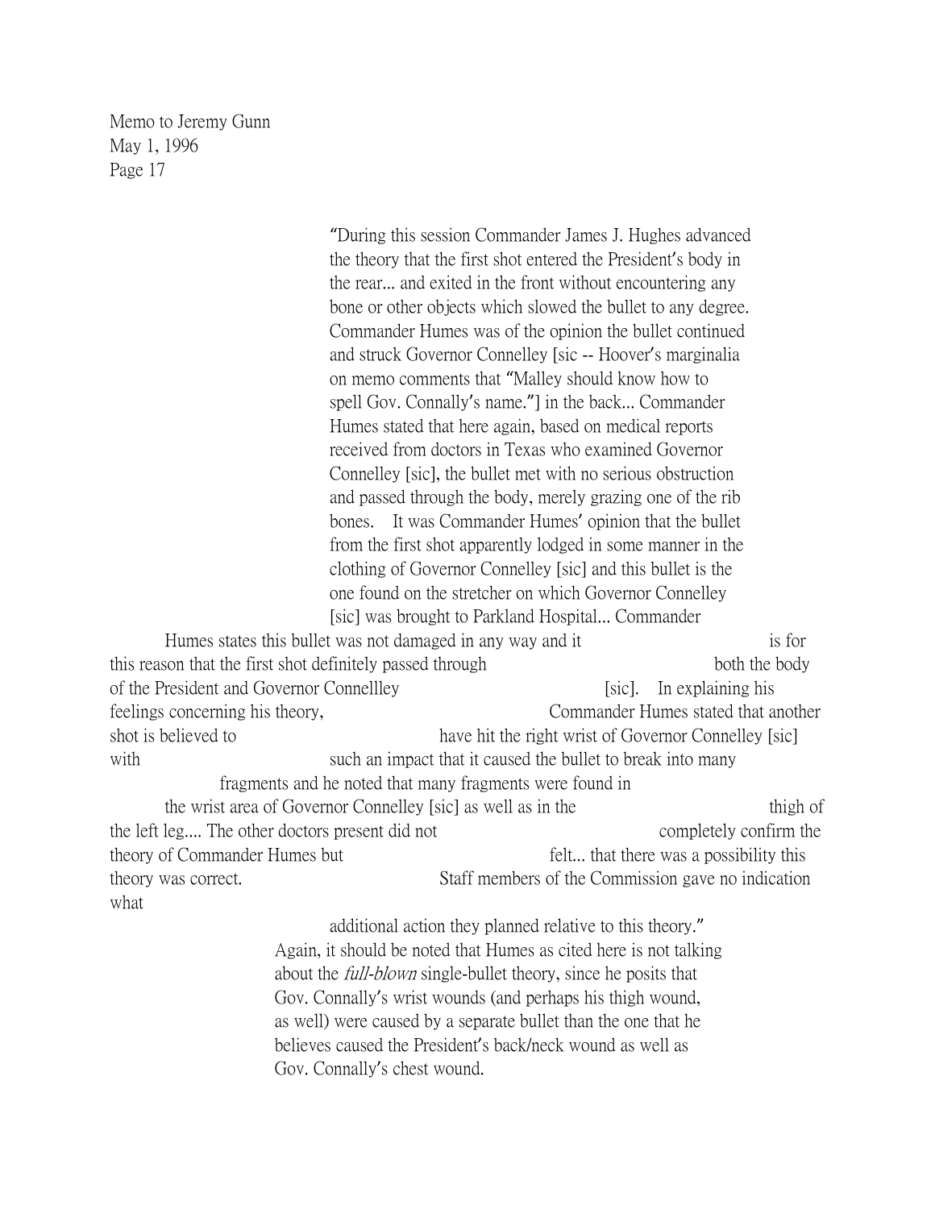"During this session Commander James J. Hughes advanced the theory that the first shot entered the President's body in the rear... and exited in the front without encountering any bone or other objects which slowed the bullet to any degree. Commander Humes was of the opinion the bullet continued and struck Governor Connelley [sic -- Hoover's marginalia on memo comments that "Malley should know how to spell Gov. Connally's name."] in the back... Commander Humes stated that here again, based on medical reports received from doctors in Texas who examined Governor Connelley [sic], the bullet met with no serious obstruction and passed through the body, merely grazing one of the rib bones. It was Commander Humes' opinion that the bullet from the first shot apparently lodged in some manner in the clothing of Governor Connelley [sic] and this bullet is the one found on the stretcher on which Governor Connelley [sic] was brought to Parkland Hospital... Commander Humes states this bullet was not damaged in any way and it is for this reason that the first shot definitely passed through both the body of the President and Governor Connellley [sic]. In explaining his feelings concerning his theory, Commander Humes stated that another shot is believed to have hit the right wrist of Governor Connelley [sic] with such an impact that it caused the bullet to break into many fragments and he noted that many fragments were found in the wrist area of Governor Connelley [sic] as well as in the thigh of the left leg.... The other doctors present did not completely confirm the theory of Commander Humes but felt... that there was a possibility this theory was correct. Staff members of the Commission gave no indication what additional action they planned relative to this theory."

Again, it should be noted that Humes as cited here is not talking about the *full-blown* single-bullet theory, since he posits that Gov. Connally's wrist wounds (and perhaps his thigh wound, as well) were caused by a separate bullet than the one that he believes caused the President's back/neck wound as well as Gov. Connally's chest wound.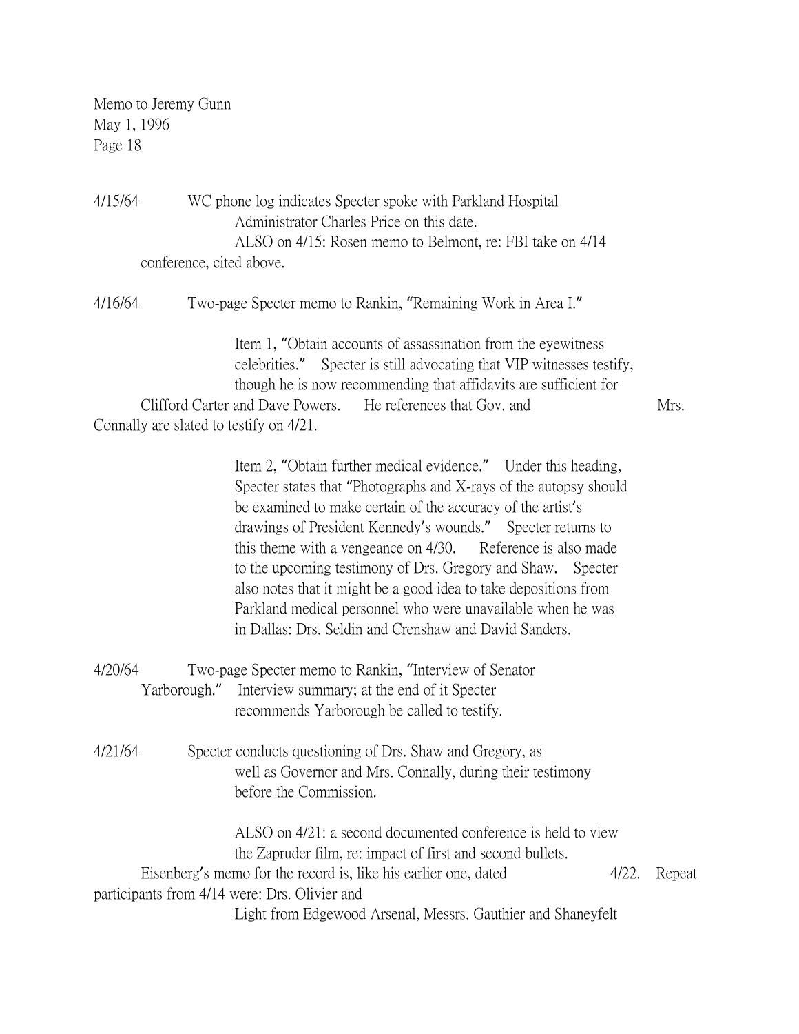Memo to Jeremy Gunn
May 1, 1996
Page 18

4/15/64 WC phone log indicates Specter spoke with Parkland Hospital Administrator Charles Price on this date.

ALSO on 4/15: Rosen memo to Belmont, re: FBI take on 4/14 conference, cited above.

4/16/64 Two-page Specter memo to Rankin, "Remaining Work in Area I."

Item 1, "Obtain accounts of assassination from the eyewitness celebrities." Specter is still advocating that VIP witnesses testify, though he is now recommending that affidavits are sufficient for Clifford Carter and Dave Powers. He references that Gov. and Mrs. Connally are slated to testify on 4/21.

Item 2, "Obtain further medical evidence." Under this heading, Specter states that "Photographs and X-rays of the autopsy should be examined to make certain of the accuracy of the artist's drawings of President Kennedy's wounds." Specter returns to this theme with a vengeance on 4/30. Reference is also made to the upcoming testimony of Drs. Gregory and Shaw. Specter also notes that it might be a good idea to take depositions from Parkland medical personnel who were unavailable when he was in Dallas: Drs. Seldin and Crenshaw and David Sanders.

4/20/64 Two-page Specter memo to Rankin, "Interview of Senator Yarborough." Interview summary; at the end of it Specter recommends Yarborough be called to testify.

4/21/64 Specter conducts questioning of Drs. Shaw and Gregory, as well as Governor and Mrs. Connally, during their testimony before the Commission.

ALSO on 4/21: a second documented conference is held to view the Zapruder film, re: impact of first and second bullets. Eisenberg's memo for the record is, like his earlier one, dated 4/22. Repeat participants from 4/14 were: Drs. Olivier and Light from Edgewood Arsenal, Messrs. Gauthier and Shaneyfelt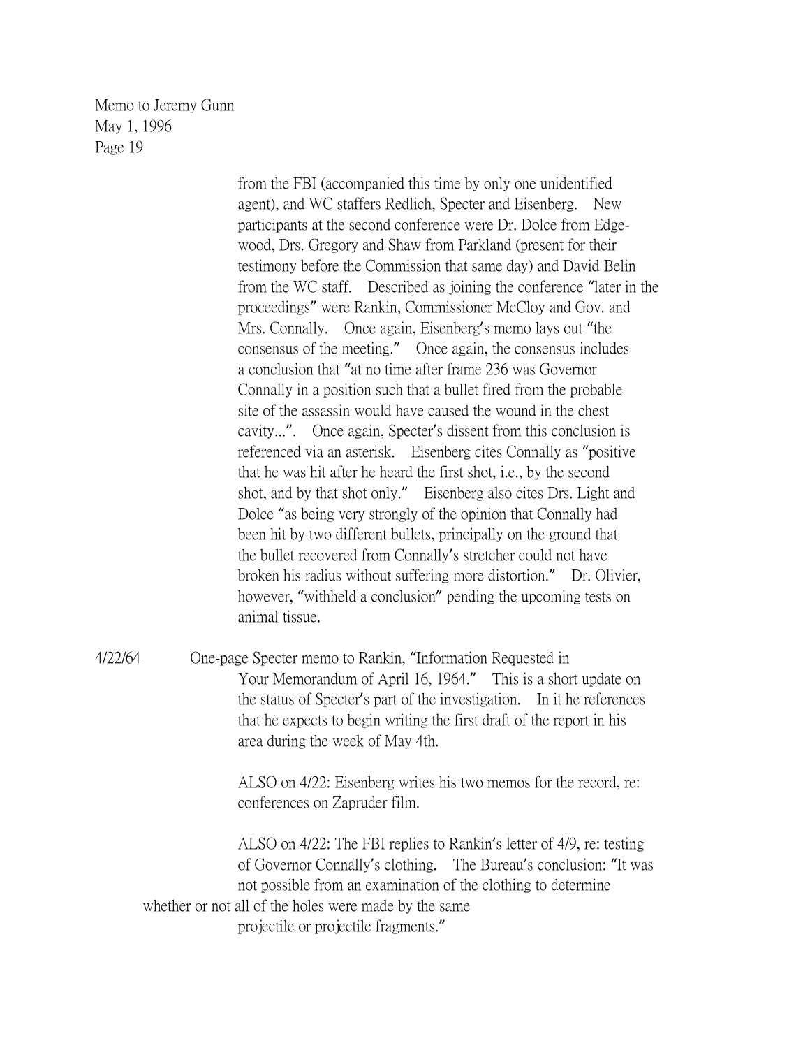from the FBI (accompanied this time by only one unidentified agent), and WC staffers Redlich, Specter and Eisenberg. New participants at the second conference were Dr. Dolce from Edgewood, Drs. Gregory and Shaw from Parkland (present for their testimony before the Commission that same day) and David Belin from the WC staff. Described as joining the conference "later in the proceedings" were Rankin, Commissioner McCloy and Gov. and Mrs. Connally. Once again, Eisenberg's memo lays out "the consensus of the meeting." Once again, the consensus includes a conclusion that "at no time after frame 236 was Governor Connally in a position such that a bullet fired from the probable site of the assassin would have caused the wound in the chest cavity...". Once again, Specter's dissent from this conclusion is referenced via an asterisk. Eisenberg cites Connally as "positive that he was hit after he heard the first shot, i.e., by the second shot, and by that shot only." Eisenberg also cites Drs. Light and Dolce "as being very strongly of the opinion that Connally had been hit by two different bullets, principally on the ground that the bullet recovered from Connally's stretcher could not have broken his radius without suffering more distortion." Dr. Olivier, however, "withheld a conclusion" pending the upcoming tests on animal tissue.

4/22/64 One-page Specter memo to Rankin, "Information Requested in Your Memorandum of April 16, 1964." This is a short update on the status of Specter's part of the investigation. In it he references that he expects to begin writing the first draft of the report in his area during the week of May 4th.

ALSO on 4/22: Eisenberg writes his two memos for the record, re: conferences on Zapruder film.

ALSO on 4/22: The FBI replies to Rankin's letter of 4/9, re: testing of Governor Connally's clothing. The Bureau's conclusion: "It was not possible from an examination of the clothing to determine whether or not all of the holes were made by the same projectile or projectile fragments."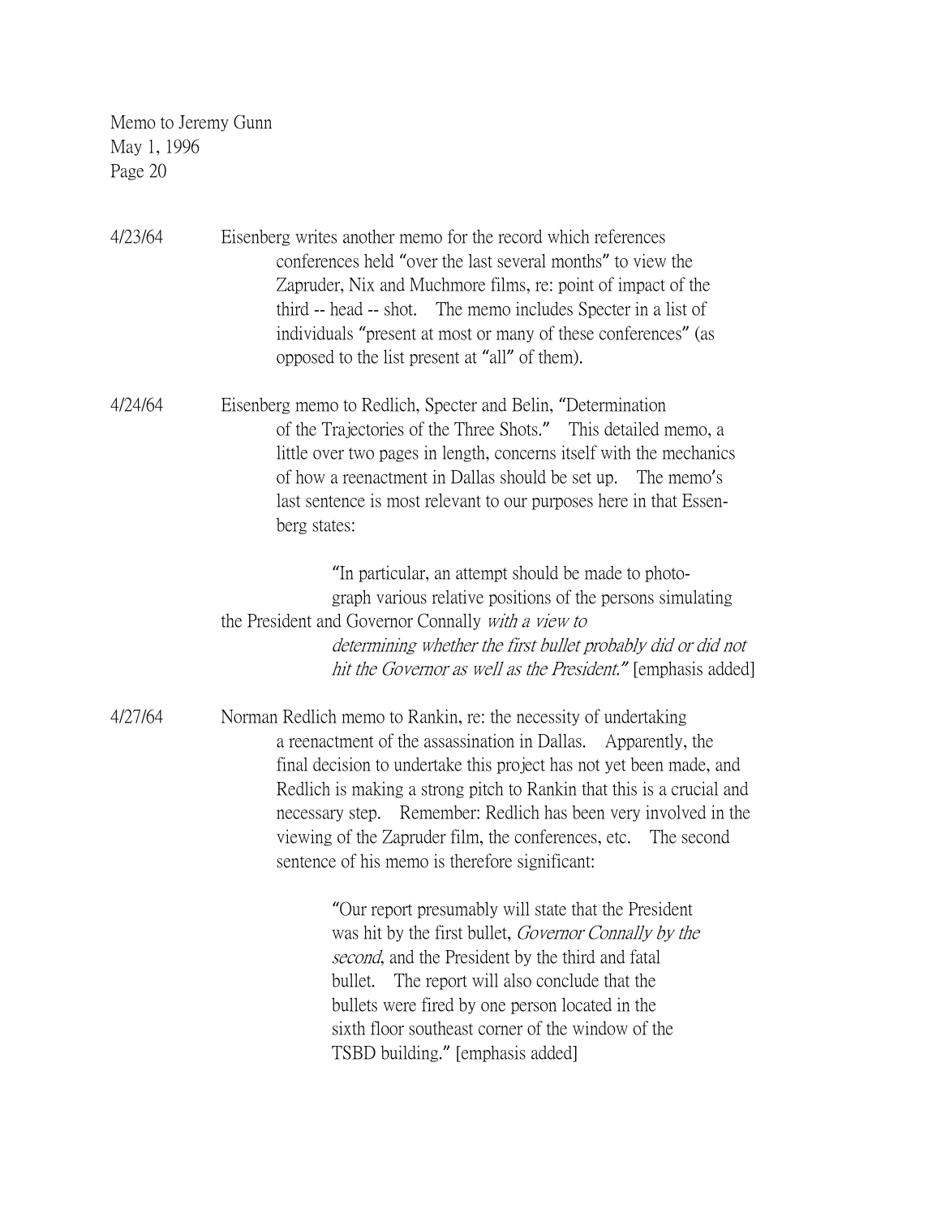4/23/64 Eisenberg writes another memo for the record which references conferences held "over the last several months" to view the Zapruder, Nix and Muchmore films, re: point of impact of the third -- head -- shot. The memo includes Specter in a list of individuals "present at most or many of these conferences" (as opposed to the list present at "all" of them).

4/24/64 Eisenberg memo to Redlich, Specter and Belin, "Determination of the Trajectories of the Three Shots." This detailed memo, a little over two pages in length, concerns itself with the mechanics of how a reenactment in Dallas should be set up. The memo's last sentence is most relevant to our purposes here in that Essenberg states:

> "In particular, an attempt should be made to photograph various relative positions of the persons simulating the President and Governor Connally *with a view to determining whether the first bullet probably did or did not hit the Governor as well as the President."* [emphasis added]

4/27/64 Norman Redlich memo to Rankin, re: the necessity of undertaking a reenactment of the assassination in Dallas. Apparently, the final decision to undertake this project has not yet been made, and Redlich is making a strong pitch to Rankin that this is a crucial and necessary step. Remember: Redlich has been very involved in the viewing of the Zapruder film, the conferences, etc. The second sentence of his memo is therefore significant:

> "Our report presumably will state that the President was hit by the first bullet, *Governor Connally by the second*, and the President by the third and fatal bullet. The report will also conclude that the bullets were fired by one person located in the sixth floor southeast corner of the window of the TSBD building." [emphasis added]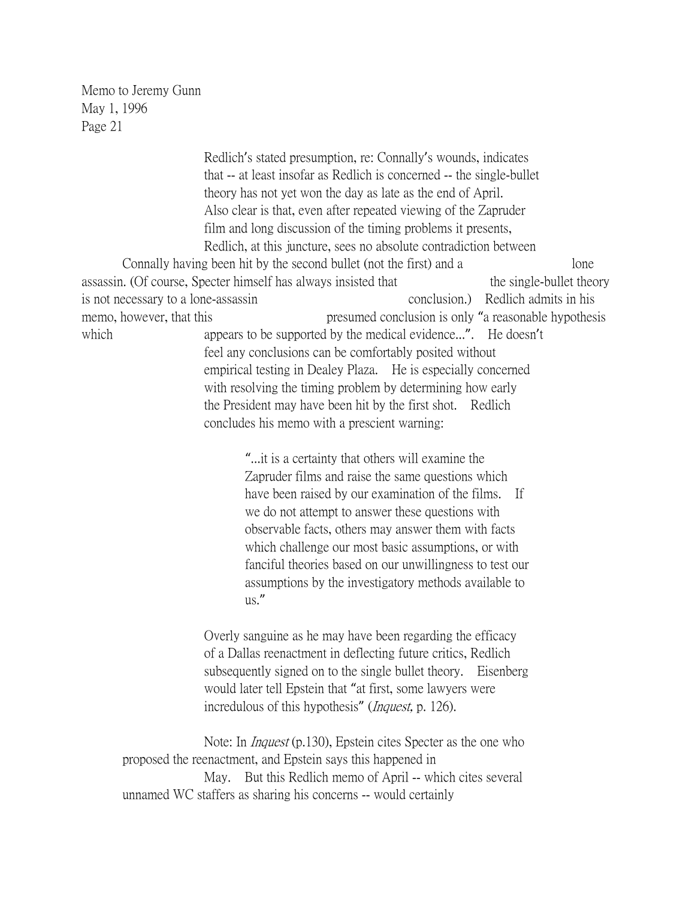Redlich's stated presumption, re: Connally's wounds, indicates that -- at least insofar as Redlich is concerned -- the single-bullet theory has not yet won the day as late as the end of April. Also clear is that, even after repeated viewing of the Zapruder film and long discussion of the timing problems it presents, Redlich, at this juncture, sees no absolute contradiction between Connally having been hit by the second bullet (not the first) and a lone assassin. (Of course, Specter himself has always insisted that the single-bullet theory is not necessary to a lone-assassin conclusion.) Redlich admits in his memo, however, that this presumed conclusion is only "a reasonable hypothesis which appears to be supported by the medical evidence...". He doesn't feel any conclusions can be comfortably posited without empirical testing in Dealey Plaza. He is especially concerned with resolving the timing problem by determining how early the President may have been hit by the first shot. Redlich concludes his memo with a prescient warning:

> "...it is a certainty that others will examine the Zapruder films and raise the same questions which have been raised by our examination of the films. If we do not attempt to answer these questions with observable facts, others may answer them with facts which challenge our most basic assumptions, or with fanciful theories based on our unwillingness to test our assumptions by the investigatory methods available to us."

Overly sanguine as he may have been regarding the efficacy of a Dallas reenactment in deflecting future critics, Redlich subsequently signed on to the single bullet theory. Eisenberg would later tell Epstein that "at first, some lawyers were incredulous of this hypothesis" (*Inquest,* p. 126).

Note: In *Inquest* (p.130), Epstein cites Specter as the one who proposed the reenactment, and Epstein says this happened in May. But this Redlich memo of April -- which cites several unnamed WC staffers as sharing his concerns -- would certainly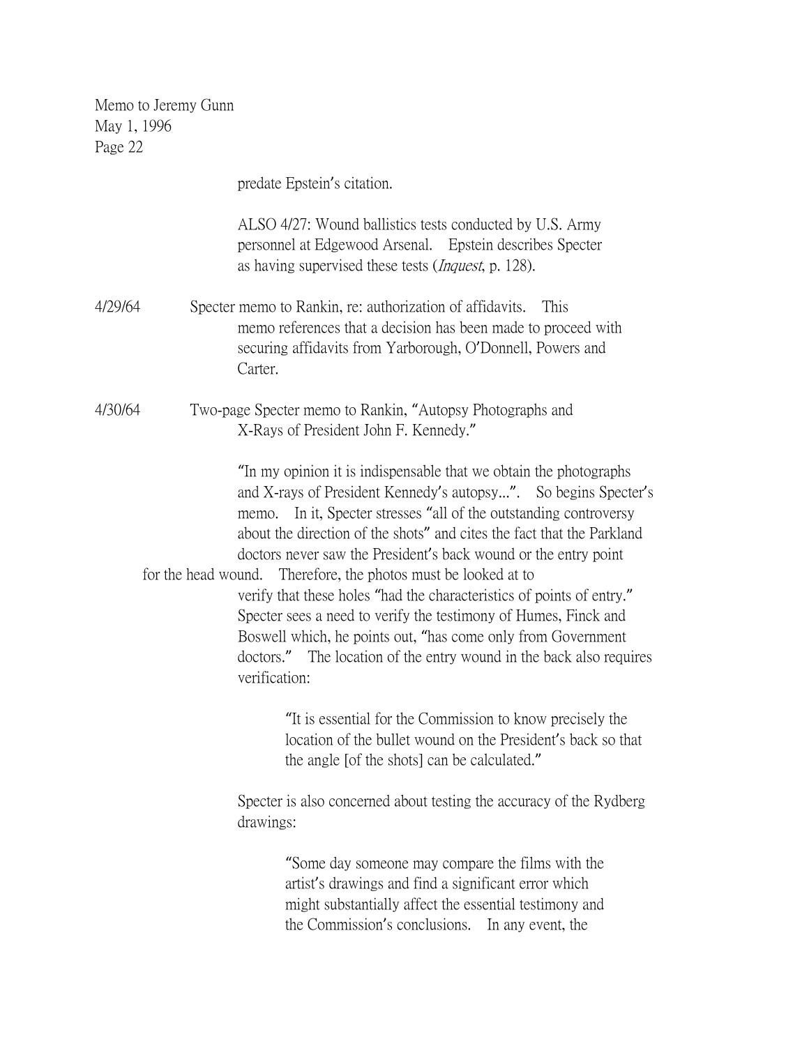predate Epstein's citation.

ALSO 4/27: Wound ballistics tests conducted by U.S. Army personnel at Edgewood Arsenal. Epstein describes Specter as having supervised these tests (*Inquest*, p. 128).

4/29/64 Specter memo to Rankin, re: authorization of affidavits. This memo references that a decision has been made to proceed with securing affidavits from Yarborough, O'Donnell, Powers and Carter.

4/30/64 Two-page Specter memo to Rankin, "Autopsy Photographs and X-Rays of President John F. Kennedy."

"In my opinion it is indispensable that we obtain the photographs and X-rays of President Kennedy's autopsy...". So begins Specter's memo. In it, Specter stresses "all of the outstanding controversy about the direction of the shots" and cites the fact that the Parkland doctors never saw the President's back wound or the entry point for the head wound. Therefore, the photos must be looked at to verify that these holes "had the characteristics of points of entry." Specter sees a need to verify the testimony of Humes, Finck and Boswell which, he points out, "has come only from Government doctors." The location of the entry wound in the back also requires verification:

> "It is essential for the Commission to know precisely the location of the bullet wound on the President's back so that the angle [of the shots] can be calculated."

Specter is also concerned about testing the accuracy of the Rydberg drawings:

> "Some day someone may compare the films with the artist's drawings and find a significant error which might substantially affect the essential testimony and the Commission's conclusions. In any event, the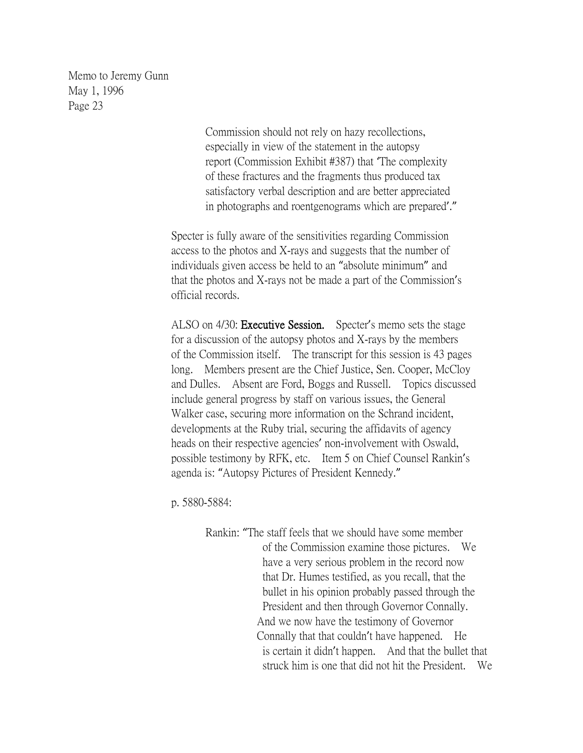Memo to Jeremy Gunn
May 1, 1996
Page 23

> Commission should not rely on hazy recollections, especially in view of the statement in the autopsy report (Commission Exhibit #387) that 'The complexity of these fractures and the fragments thus produced tax satisfactory verbal description and are better appreciated in photographs and roentgenograms which are prepared'."

Specter is fully aware of the sensitivities regarding Commission access to the photos and X-rays and suggests that the number of individuals given access be held to an "absolute minimum" and that the photos and X-rays not be made a part of the Commission's official records.

ALSO on 4/30: **Executive Session.** Specter's memo sets the stage for a discussion of the autopsy photos and X-rays by the members of the Commission itself. The transcript for this session is 43 pages long. Members present are the Chief Justice, Sen. Cooper, McCloy and Dulles. Absent are Ford, Boggs and Russell. Topics discussed include general progress by staff on various issues, the General Walker case, securing more information on the Schrand incident, developments at the Ruby trial, securing the affidavits of agency heads on their respective agencies' non-involvement with Oswald, possible testimony by RFK, etc. Item 5 on Chief Counsel Rankin's agenda is: "Autopsy Pictures of President Kennedy."

p. 5880-5884:

> Rankin: "The staff feels that we should have some member of the Commission examine those pictures. We have a very serious problem in the record now that Dr. Humes testified, as you recall, that the bullet in his opinion probably passed through the President and then through Governor Connally. And we now have the testimony of Governor Connally that that couldn't have happened. He is certain it didn't happen. And that the bullet that struck him is one that did not hit the President. We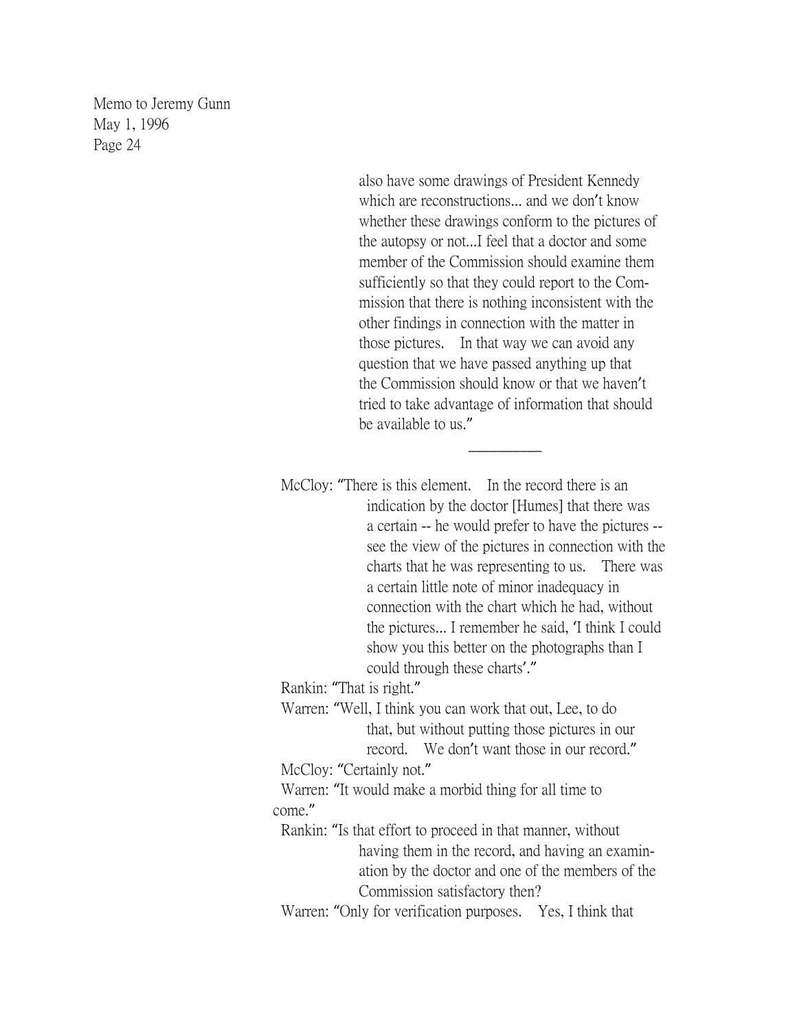also have some drawings of President Kennedy which are reconstructions... and we don't know whether these drawings conform to the pictures of the autopsy or not...I feel that a doctor and some member of the Commission should examine them sufficiently so that they could report to the Commission that there is nothing inconsistent with the other findings in connection with the matter in those pictures. In that way we can avoid any question that we have passed anything up that the Commission should know or that we haven't tried to take advantage of information that should be available to us."

---

McCloy: "There is this element. In the record there is an indication by the doctor [Humes] that there was a certain -- he would prefer to have the pictures -- see the view of the pictures in connection with the charts that he was representing to us. There was a certain little note of minor inadequacy in connection with the chart which he had, without the pictures... I remember he said, 'I think I could show you this better on the photographs than I could through these charts'."

Rankin: "That is right."

Warren: "Well, I think you can work that out, Lee, to do that, but without putting those pictures in our record. We don't want those in our record."

McCloy: "Certainly not."

Warren: "It would make a morbid thing for all time to come."

Rankin: "Is that effort to proceed in that manner, without having them in the record, and having an examination by the doctor and one of the members of the Commission satisfactory then?

Warren: "Only for verification purposes. Yes, I think that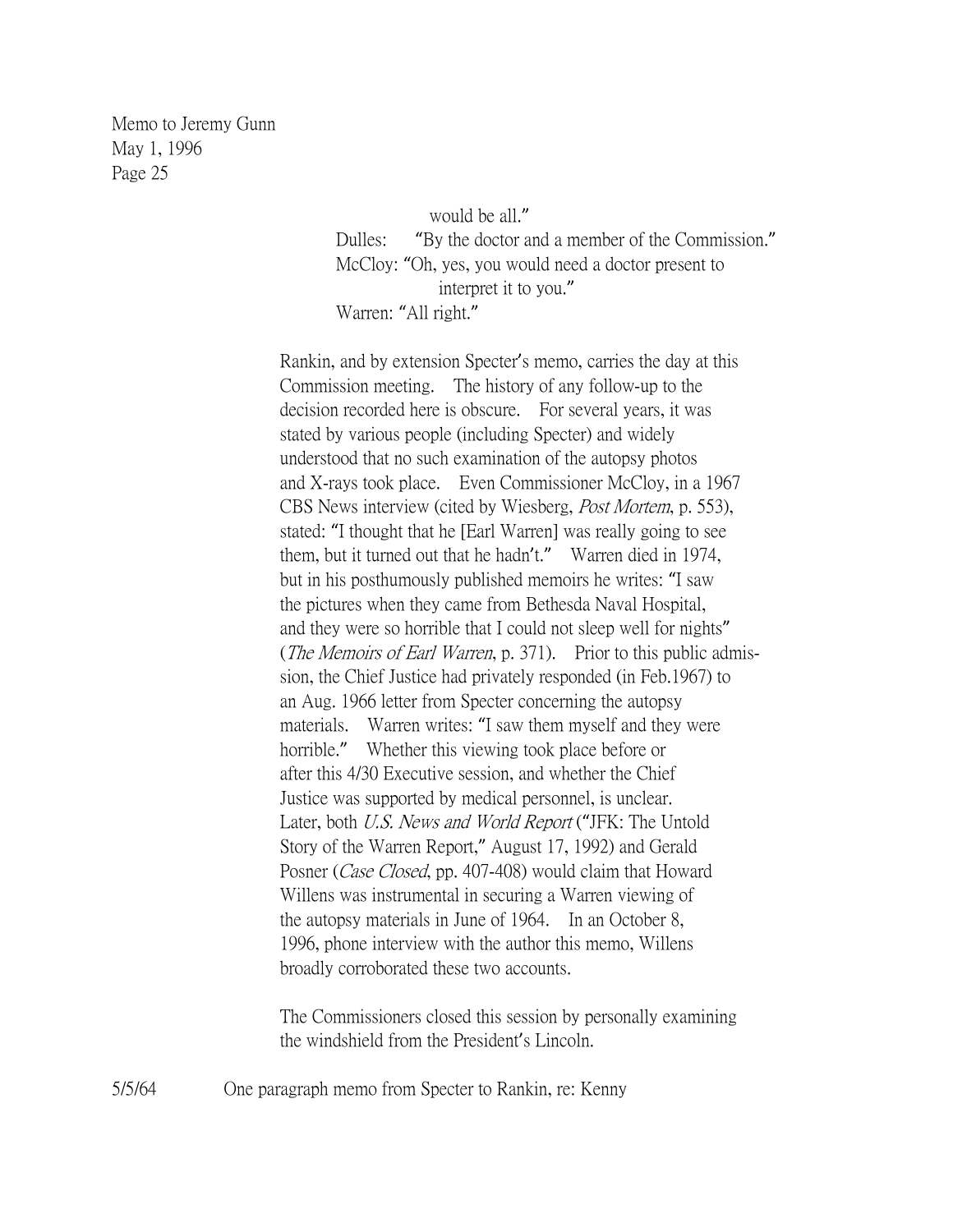would be all."

Dulles: "By the doctor and a member of the Commission."

McCloy: "Oh, yes, you would need a doctor present to interpret it to you."

Warren: "All right."

Rankin, and by extension Specter's memo, carries the day at this Commission meeting. The history of any follow-up to the decision recorded here is obscure. For several years, it was stated by various people (including Specter) and widely understood that no such examination of the autopsy photos and X-rays took place. Even Commissioner McCloy, in a 1967 CBS News interview (cited by Wiesberg, *Post Mortem*, p. 553), stated: "I thought that he [Earl Warren] was really going to see them, but it turned out that he hadn't." Warren died in 1974, but in his posthumously published memoirs he writes: "I saw the pictures when they came from Bethesda Naval Hospital, and they were so horrible that I could not sleep well for nights" (*The Memoirs of Earl Warren*, p. 371). Prior to this public admission, the Chief Justice had privately responded (in Feb.1967) to an Aug. 1966 letter from Specter concerning the autopsy materials. Warren writes: "I saw them myself and they were horrible." Whether this viewing took place before or after this 4/30 Executive session, and whether the Chief Justice was supported by medical personnel, is unclear. Later, both *U.S. News and World Report* ("JFK: The Untold Story of the Warren Report," August 17, 1992) and Gerald Posner (*Case Closed*, pp. 407-408) would claim that Howard Willens was instrumental in securing a Warren viewing of the autopsy materials in June of 1964. In an October 8, 1996, phone interview with the author this memo, Willens broadly corroborated these two accounts.

The Commissioners closed this session by personally examining the windshield from the President's Lincoln.

5/5/64 One paragraph memo from Specter to Rankin, re: Kenny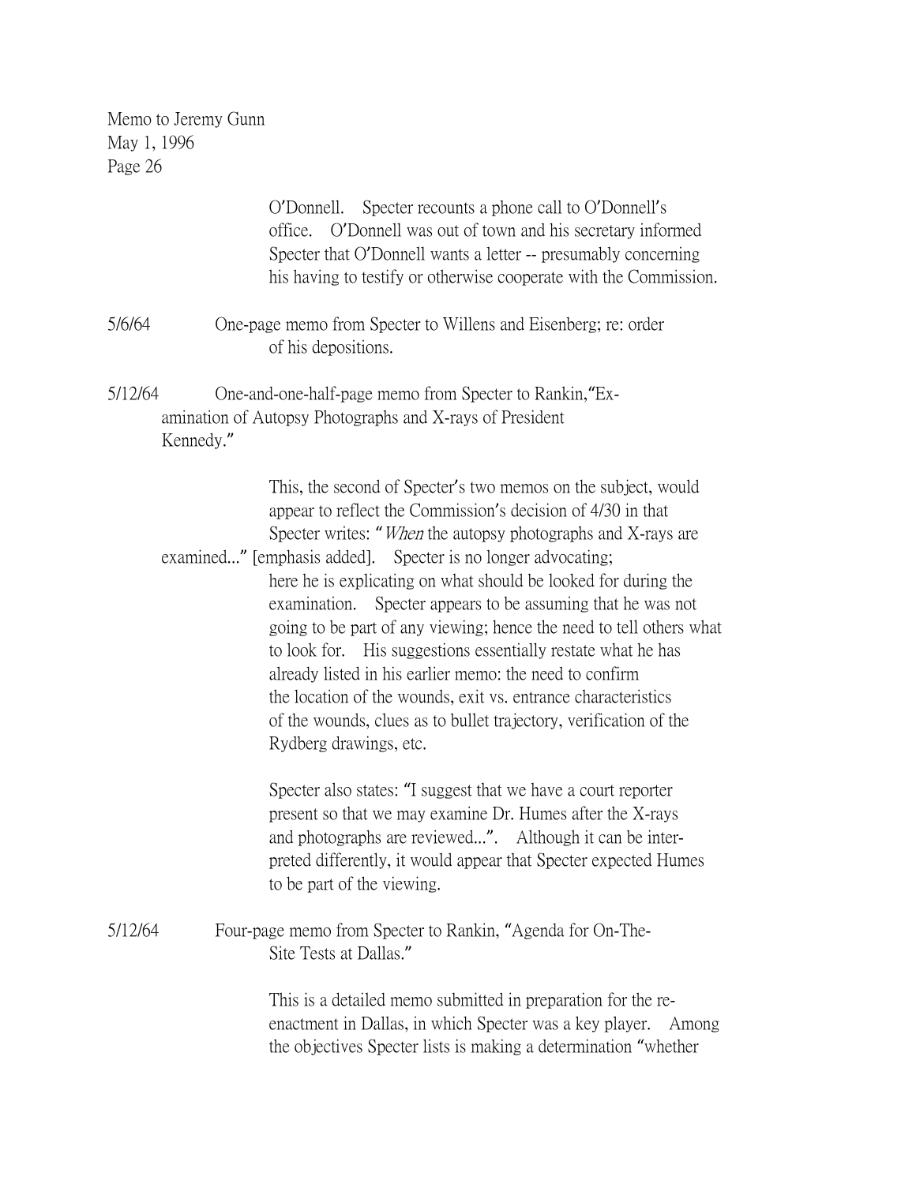O'Donnell. Specter recounts a phone call to O'Donnell's office. O'Donnell was out of town and his secretary informed Specter that O'Donnell wants a letter -- presumably concerning his having to testify or otherwise cooperate with the Commission.

5/6/64 One-page memo from Specter to Willens and Eisenberg; re: order of his depositions.

5/12/64 One-and-one-half-page memo from Specter to Rankin, "Examination of Autopsy Photographs and X-rays of President Kennedy."

This, the second of Specter's two memos on the subject, would appear to reflect the Commission's decision of 4/30 in that Specter writes: "*When* the autopsy photographs and X-rays are examined..." [emphasis added]. Specter is no longer advocating; here he is explicating on what should be looked for during the examination. Specter appears to be assuming that he was not going to be part of any viewing; hence the need to tell others what to look for. His suggestions essentially restate what he has already listed in his earlier memo: the need to confirm the location of the wounds, exit vs. entrance characteristics of the wounds, clues as to bullet trajectory, verification of the Rydberg drawings, etc.

Specter also states: "I suggest that we have a court reporter present so that we may examine Dr. Humes after the X-rays and photographs are reviewed...". Although it can be interpreted differently, it would appear that Specter expected Humes to be part of the viewing.

5/12/64 Four-page memo from Specter to Rankin, "Agenda for On-The-Site Tests at Dallas."

This is a detailed memo submitted in preparation for the re-enactment in Dallas, in which Specter was a key player. Among the objectives Specter lists is making a determination "whether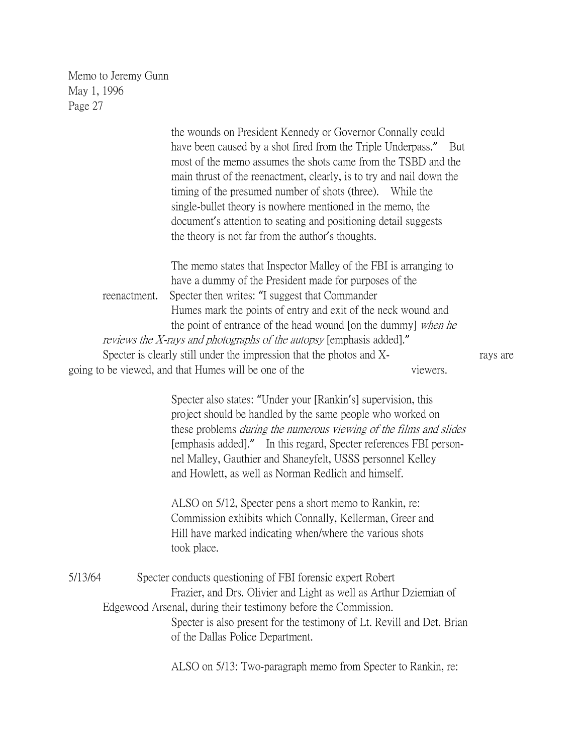Memo to Jeremy Gunn
May 1, 1996

the wounds on President Kennedy or Governor Connally could have been caused by a shot fired from the Triple Underpass." But most of the memo assumes the shots came from the TSBD and the main thrust of the reenactment, clearly, is to try and nail down the timing of the presumed number of shots (three). While the single-bullet theory is nowhere mentioned in the memo, the document's attention to seating and positioning detail suggests the theory is not far from the author's thoughts.

The memo states that Inspector Malley of the FBI is arranging to have a dummy of the President made for purposes of the reenactment. Specter then writes: "I suggest that Commander Humes mark the points of entry and exit of the neck wound and the point of entrance of the head wound [on the dummy] *when he reviews the X-rays and photographs of the autopsy* [emphasis added]." Specter is clearly still under the impression that the photos and X-rays are going to be viewed, and that Humes will be one of the viewers.

Specter also states: "Under your [Rankin's] supervision, this project should be handled by the same people who worked on these problems *during the numerous viewing of the films and slides* [emphasis added]." In this regard, Specter references FBI personnel Malley, Gauthier and Shaneyfelt, USSS personnel Kelley and Howlett, as well as Norman Redlich and himself.

ALSO on 5/12, Specter pens a short memo to Rankin, re: Commission exhibits which Connally, Kellerman, Greer and Hill have marked indicating when/where the various shots took place.

5/13/64 Specter conducts questioning of FBI forensic expert Robert Frazier, and Drs. Olivier and Light as well as Arthur Dziemian of Edgewood Arsenal, during their testimony before the Commission. Specter is also present for the testimony of Lt. Revill and Det. Brian of the Dallas Police Department.

ALSO on 5/13: Two-paragraph memo from Specter to Rankin, re: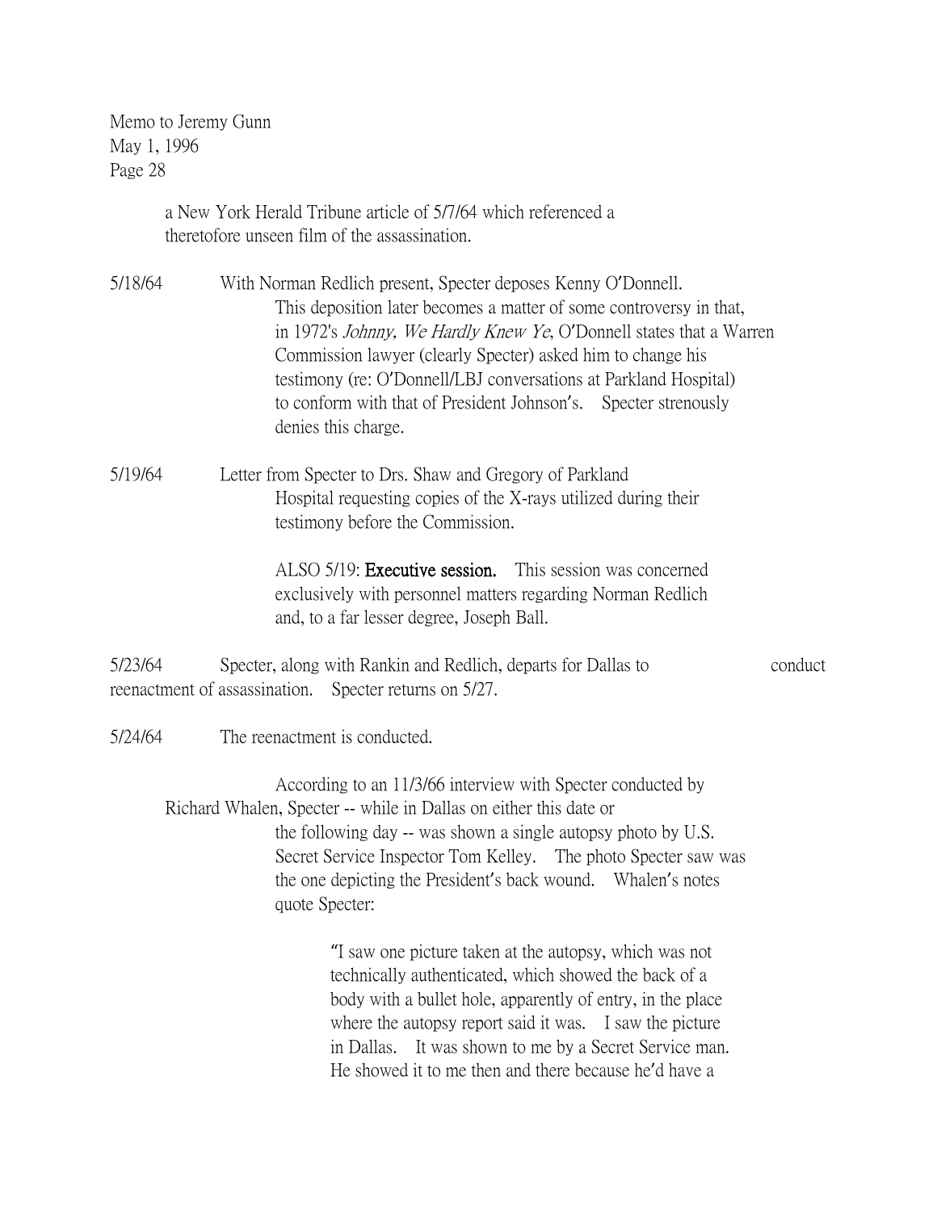Memo to Jeremy Gunn
May 1, 1996
Page 28

a New York Herald Tribune article of 5/7/64 which referenced a theretofore unseen film of the assassination.

5/18/64 With Norman Redlich present, Specter deposes Kenny O'Donnell. This deposition later becomes a matter of some controversy in that, in 1972's *Johnny, We Hardly Knew Ye*, O'Donnell states that a Warren Commission lawyer (clearly Specter) asked him to change his testimony (re: O'Donnell/LBJ conversations at Parkland Hospital) to conform with that of President Johnson's. Specter strenously denies this charge.

5/19/64 Letter from Specter to Drs. Shaw and Gregory of Parkland Hospital requesting copies of the X-rays utilized during their testimony before the Commission.

ALSO 5/19: **Executive session.** This session was concerned exclusively with personnel matters regarding Norman Redlich and, to a far lesser degree, Joseph Ball.

5/23/64 Specter, along with Rankin and Redlich, departs for Dallas to conduct reenactment of assassination. Specter returns on 5/27.

5/24/64 The reenactment is conducted.

According to an 11/3/66 interview with Specter conducted by Richard Whalen, Specter -- while in Dallas on either this date or the following day -- was shown a single autopsy photo by U.S. Secret Service Inspector Tom Kelley. The photo Specter saw was the one depicting the President's back wound. Whalen's notes quote Specter:

> "I saw one picture taken at the autopsy, which was not technically authenticated, which showed the back of a body with a bullet hole, apparently of entry, in the place where the autopsy report said it was. I saw the picture in Dallas. It was shown to me by a Secret Service man. He showed it to me then and there because he'd have a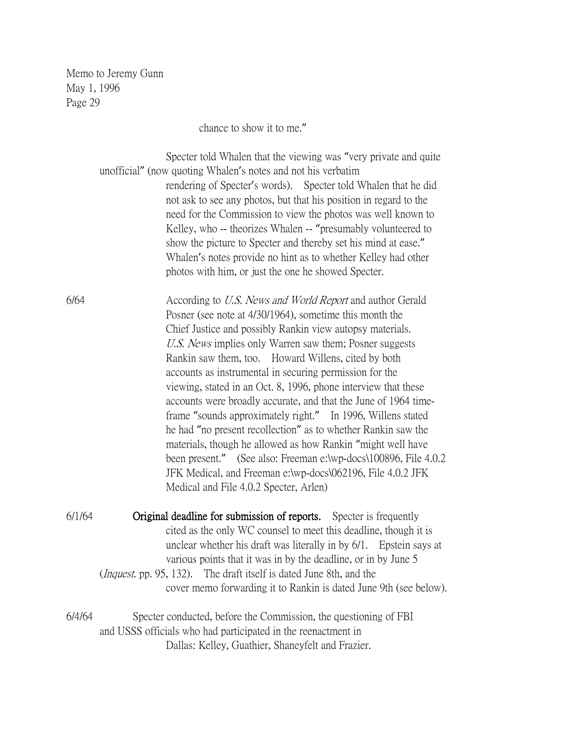chance to show it to me."

Specter told Whalen that the viewing was "very private and quite unofficial" (now quoting Whalen's notes and not his verbatim rendering of Specter's words). Specter told Whalen that he did not ask to see any photos, but that his position in regard to the need for the Commission to view the photos was well known to Kelley, who -- theorizes Whalen -- "presumably volunteered to show the picture to Specter and thereby set his mind at ease." Whalen's notes provide no hint as to whether Kelley had other photos with him, or just the one he showed Specter.

6/64 According to *U.S. News and World Report* and author Gerald Posner (see note at 4/30/1964), sometime this month the Chief Justice and possibly Rankin view autopsy materials. *U.S. News* implies only Warren saw them; Posner suggests Rankin saw them, too. Howard Willens, cited by both accounts as instrumental in securing permission for the viewing, stated in an Oct. 8, 1996, phone interview that these accounts were broadly accurate, and that the June of 1964 time-frame "sounds approximately right." In 1996, Willens stated he had "no present recollection" as to whether Rankin saw the materials, though he allowed as how Rankin "might well have been present." (See also: Freeman e:\wp-docs\100896, File 4.0.2 JFK Medical, and Freeman e:\wp-docs\062196, File 4.0.2 JFK Medical and File 4.0.2 Specter, Arlen)

6/1/64 **Original deadline for submission of reports.** Specter is frequently cited as the only WC counsel to meet this deadline, though it is unclear whether his draft was literally in by 6/1. Epstein says at various points that it was in by the deadline, or in by June 5 (*Inquest*. pp. 95, 132). The draft itself is dated June 8th, and the cover memo forwarding it to Rankin is dated June 9th (see below).

6/4/64 Specter conducted, before the Commission, the questioning of FBI and USSS officials who had participated in the reenactment in Dallas: Kelley, Guathier, Shaneyfelt and Frazier.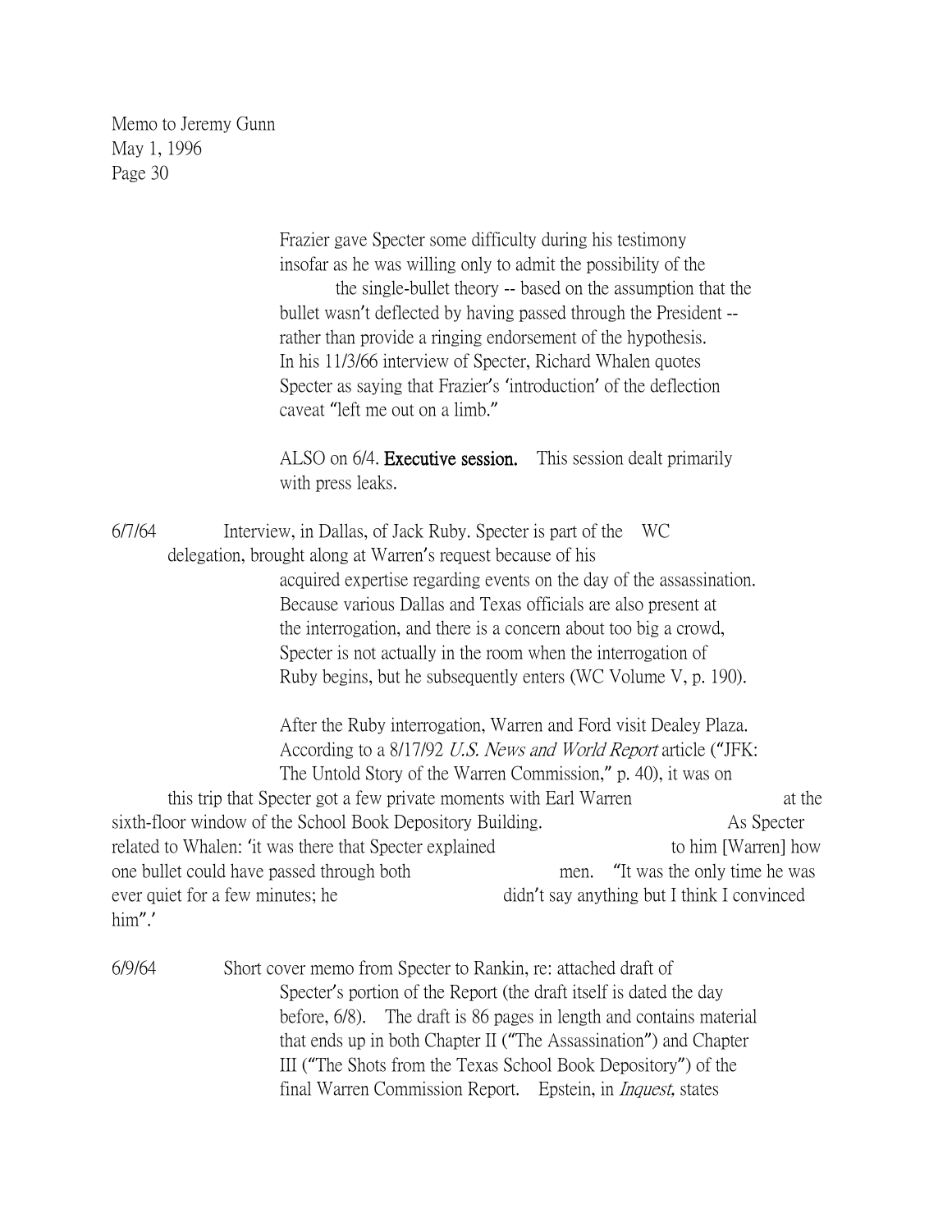Frazier gave Specter some difficulty during his testimony insofar as he was willing only to admit the possibility of the the single-bullet theory -- based on the assumption that the bullet wasn't deflected by having passed through the President -- rather than provide a ringing endorsement of the hypothesis. In his 11/3/66 interview of Specter, Richard Whalen quotes Specter as saying that Frazier's 'introduction' of the deflection caveat "left me out on a limb."

ALSO on 6/4. **Executive session.** This session dealt primarily with press leaks.

6/7/64 Interview, in Dallas, of Jack Ruby. Specter is part of the WC delegation, brought along at Warren's request because of his acquired expertise regarding events on the day of the assassination. Because various Dallas and Texas officials are also present at the interrogation, and there is a concern about too big a crowd, Specter is not actually in the room when the interrogation of Ruby begins, but he subsequently enters (WC Volume V, p. 190).

After the Ruby interrogation, Warren and Ford visit Dealey Plaza. According to a 8/17/92 *U.S. News and World Report* article ("JFK: The Untold Story of the Warren Commission," p. 40), it was on this trip that Specter got a few private moments with Earl Warren at the sixth-floor window of the School Book Depository Building. As Specter related to Whalen: 'it was there that Specter explained to him [Warren] how one bullet could have passed through both men. "It was the only time he was ever quiet for a few minutes; he didn't say anything but I think I convinced him".'

6/9/64 Short cover memo from Specter to Rankin, re: attached draft of Specter's portion of the Report (the draft itself is dated the day before, 6/8). The draft is 86 pages in length and contains material that ends up in both Chapter II ("The Assassination") and Chapter III ("The Shots from the Texas School Book Depository") of the final Warren Commission Report. Epstein, in *Inquest,* states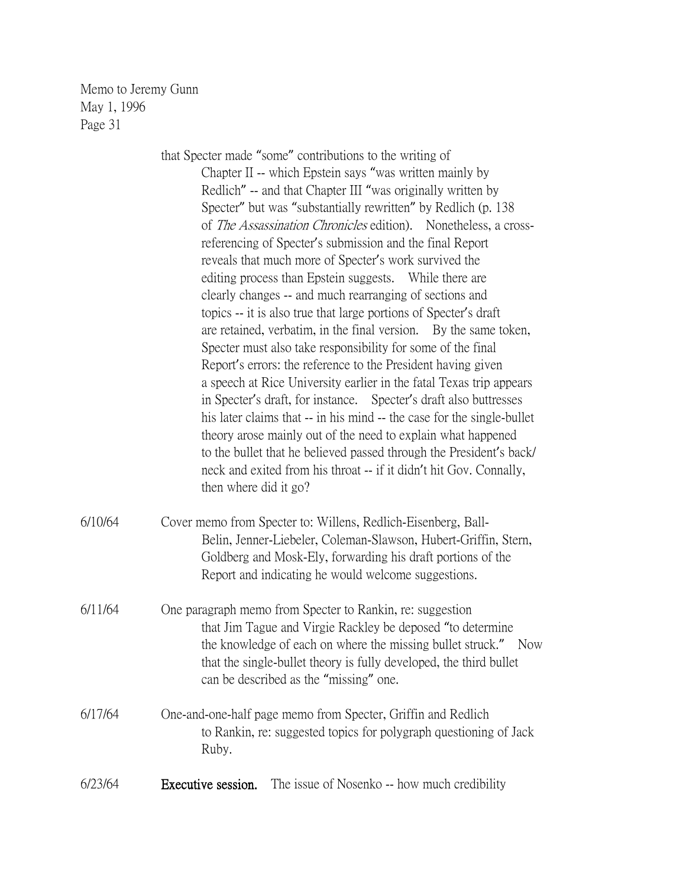Memo to Jeremy Gunn
May 1, 1996
Page 31

that Specter made "some" contributions to the writing of Chapter II -- which Epstein says "was written mainly by Redlich" -- and that Chapter III "was originally written by Specter" but was "substantially rewritten" by Redlich (p. 138 of *The Assassination Chronicles* edition). Nonetheless, a cross-referencing of Specter's submission and the final Report reveals that much more of Specter's work survived the editing process than Epstein suggests. While there are clearly changes -- and much rearranging of sections and topics -- it is also true that large portions of Specter's draft are retained, verbatim, in the final version. By the same token, Specter must also take responsibility for some of the final Report's errors: the reference to the President having given a speech at Rice University earlier in the fatal Texas trip appears in Specter's draft, for instance. Specter's draft also buttresses his later claims that -- in his mind -- the case for the single-bullet theory arose mainly out of the need to explain what happened to the bullet that he believed passed through the President's back/neck and exited from his throat -- if it didn't hit Gov. Connally, then where did it go?

6/10/64 Cover memo from Specter to: Willens, Redlich-Eisenberg, Ball-Belin, Jenner-Liebeler, Coleman-Slawson, Hubert-Griffin, Stern, Goldberg and Mosk-Ely, forwarding his draft portions of the Report and indicating he would welcome suggestions.

6/11/64 One paragraph memo from Specter to Rankin, re: suggestion that Jim Tague and Virgie Rackley be deposed "to determine the knowledge of each on where the missing bullet struck." Now that the single-bullet theory is fully developed, the third bullet can be described as the "missing" one.

6/17/64 One-and-one-half page memo from Specter, Griffin and Redlich to Rankin, re: suggested topics for polygraph questioning of Jack Ruby.

6/23/64 **Executive session.** The issue of Nosenko -- how much credibility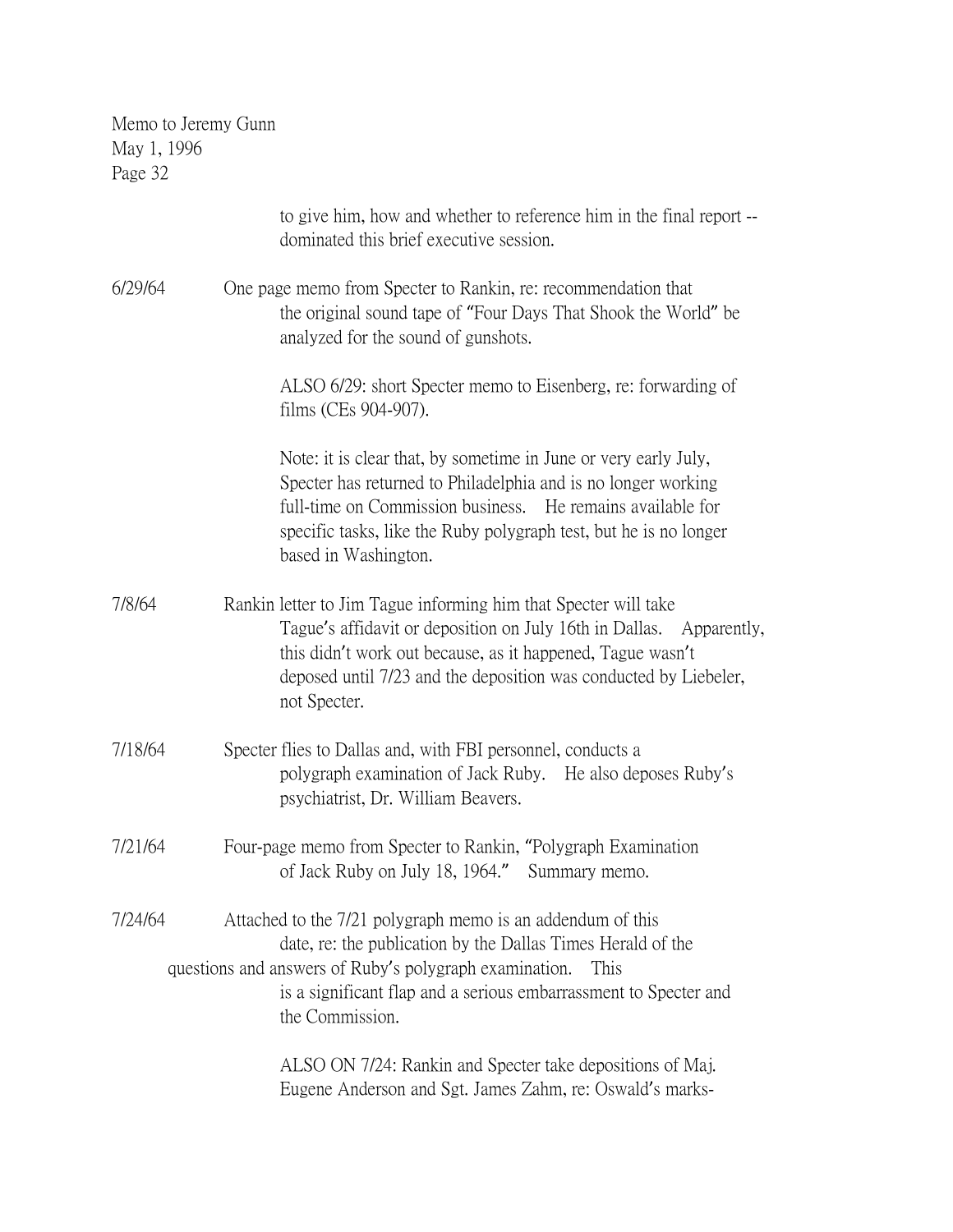to give him, how and whether to reference him in the final report -- dominated this brief executive session.

6/29/64 One page memo from Specter to Rankin, re: recommendation that the original sound tape of "Four Days That Shook the World" be analyzed for the sound of gunshots.

ALSO 6/29: short Specter memo to Eisenberg, re: forwarding of films (CEs 904-907).

Note: it is clear that, by sometime in June or very early July, Specter has returned to Philadelphia and is no longer working full-time on Commission business. He remains available for specific tasks, like the Ruby polygraph test, but he is no longer based in Washington.

7/8/64 Rankin letter to Jim Tague informing him that Specter will take Tague's affidavit or deposition on July 16th in Dallas. Apparently, this didn't work out because, as it happened, Tague wasn't deposed until 7/23 and the deposition was conducted by Liebeler, not Specter.

7/18/64 Specter flies to Dallas and, with FBI personnel, conducts a polygraph examination of Jack Ruby. He also deposes Ruby's psychiatrist, Dr. William Beavers.

7/21/64 Four-page memo from Specter to Rankin, "Polygraph Examination of Jack Ruby on July 18, 1964." Summary memo.

7/24/64 Attached to the 7/21 polygraph memo is an addendum of this date, re: the publication by the Dallas Times Herald of the questions and answers of Ruby's polygraph examination. This is a significant flap and a serious embarrassment to Specter and the Commission.

ALSO ON 7/24: Rankin and Specter take depositions of Maj. Eugene Anderson and Sgt. James Zahm, re: Oswald's marks-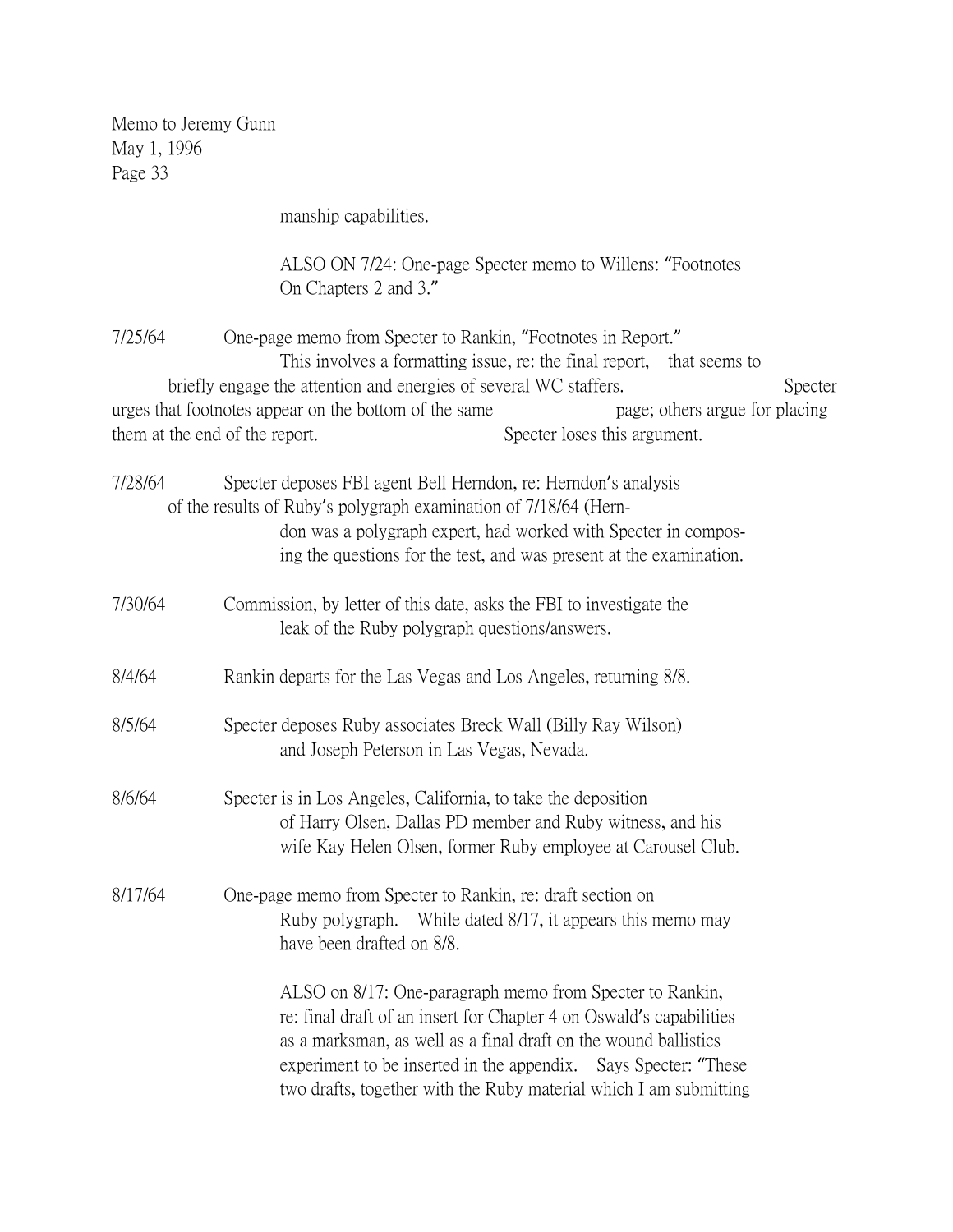Memo to Jeremy Gunn
May 1, 1996
Page 33

manship capabilities.

ALSO ON 7/24: One-page Specter memo to Willens: "Footnotes On Chapters 2 and 3."

7/25/64 One-page memo from Specter to Rankin, "Footnotes in Report." This involves a formatting issue, re: the final report, that seems to briefly engage the attention and energies of several WC staffers. Specter urges that footnotes appear on the bottom of the same page; others argue for placing them at the end of the report. Specter loses this argument.

7/28/64 Specter deposes FBI agent Bell Herndon, re: Herndon's analysis of the results of Ruby's polygraph examination of 7/18/64 (Herndon was a polygraph expert, had worked with Specter in composing the questions for the test, and was present at the examination.

7/30/64 Commission, by letter of this date, asks the FBI to investigate the leak of the Ruby polygraph questions/answers.

8/4/64 Rankin departs for the Las Vegas and Los Angeles, returning 8/8.

8/5/64 Specter deposes Ruby associates Breck Wall (Billy Ray Wilson) and Joseph Peterson in Las Vegas, Nevada.

8/6/64 Specter is in Los Angeles, California, to take the deposition of Harry Olsen, Dallas PD member and Ruby witness, and his wife Kay Helen Olsen, former Ruby employee at Carousel Club.

8/17/64 One-page memo from Specter to Rankin, re: draft section on Ruby polygraph. While dated 8/17, it appears this memo may have been drafted on 8/8.

ALSO on 8/17: One-paragraph memo from Specter to Rankin, re: final draft of an insert for Chapter 4 on Oswald's capabilities as a marksman, as well as a final draft on the wound ballistics experiment to be inserted in the appendix. Says Specter: "These two drafts, together with the Ruby material which I am submitting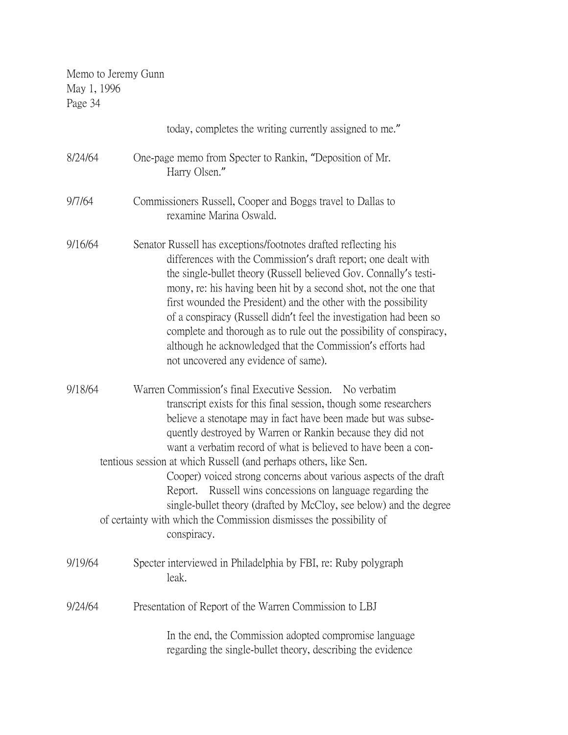today, completes the writing currently assigned to me."

8/24/64 One-page memo from Specter to Rankin, "Deposition of Mr. Harry Olsen."

9/7/64 Commissioners Russell, Cooper and Boggs travel to Dallas to rexamine Marina Oswald.

9/16/64 Senator Russell has exceptions/footnotes drafted reflecting his differences with the Commission's draft report; one dealt with the single-bullet theory (Russell believed Gov. Connally's testimony, re: his having been hit by a second shot, not the one that first wounded the President) and the other with the possibility of a conspiracy (Russell didn't feel the investigation had been so complete and thorough as to rule out the possibility of conspiracy, although he acknowledged that the Commission's efforts had not uncovered any evidence of same).

9/18/64 Warren Commission's final Executive Session. No verbatim transcript exists for this final session, though some researchers believe a stenotape may in fact have been made but was subsequently destroyed by Warren or Rankin because they did not want a verbatim record of what is believed to have been a contentious session at which Russell (and perhaps others, like Sen. Cooper) voiced strong concerns about various aspects of the draft Report. Russell wins concessions on language regarding the single-bullet theory (drafted by McCloy, see below) and the degree of certainty with which the Commission dismisses the possibility of conspiracy.

9/19/64 Specter interviewed in Philadelphia by FBI, re: Ruby polygraph leak.

9/24/64 Presentation of Report of the Warren Commission to LBJ

In the end, the Commission adopted compromise language regarding the single-bullet theory, describing the evidence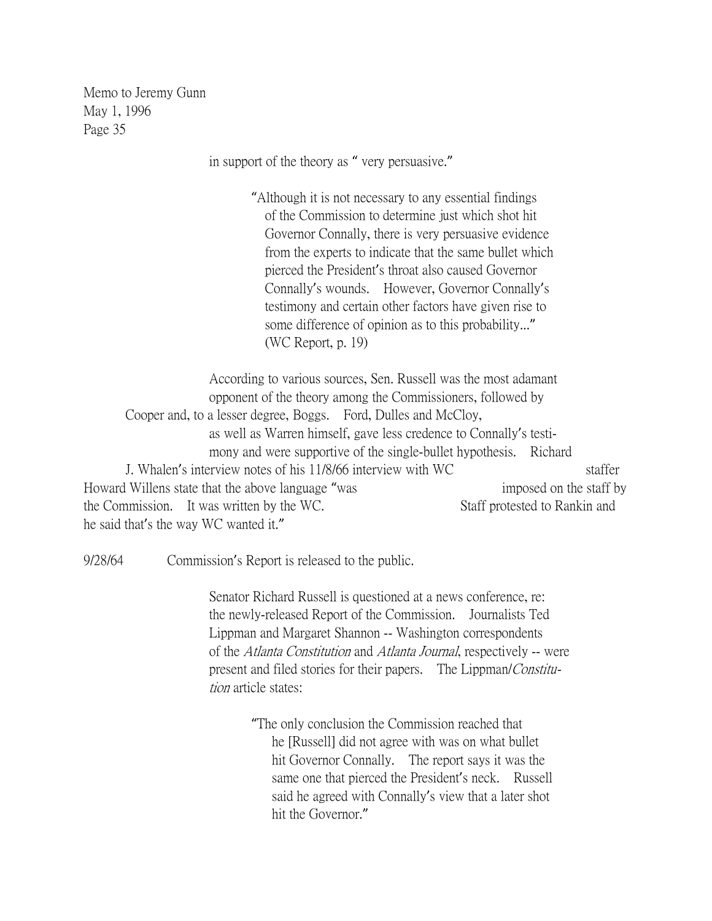in support of the theory as " very persuasive."

> "Although it is not necessary to any essential findings of the Commission to determine just which shot hit Governor Connally, there is very persuasive evidence from the experts to indicate that the same bullet which pierced the President's throat also caused Governor Connally's wounds. However, Governor Connally's testimony and certain other factors have given rise to some difference of opinion as to this probability..." (WC Report, p. 19)

According to various sources, Sen. Russell was the most adamant opponent of the theory among the Commissioners, followed by Cooper and, to a lesser degree, Boggs. Ford, Dulles and McCloy, as well as Warren himself, gave less credence to Connally's testimony and were supportive of the single-bullet hypothesis. Richard J. Whalen's interview notes of his 11/8/66 interview with WC staffer Howard Willens state that the above language "was imposed on the staff by the Commission. It was written by the WC. Staff protested to Rankin and he said that's the way WC wanted it."

9/28/64 Commission's Report is released to the public.

Senator Richard Russell is questioned at a news conference, re: the newly-released Report of the Commission. Journalists Ted Lippman and Margaret Shannon -- Washington correspondents of the *Atlanta Constitution* and *Atlanta Journal*, respectively -- were present and filed stories for their papers. The Lippman/*Constitution* article states:

> "The only conclusion the Commission reached that he [Russell] did not agree with was on what bullet hit Governor Connally. The report says it was the same one that pierced the President's neck. Russell said he agreed with Connally's view that a later shot hit the Governor."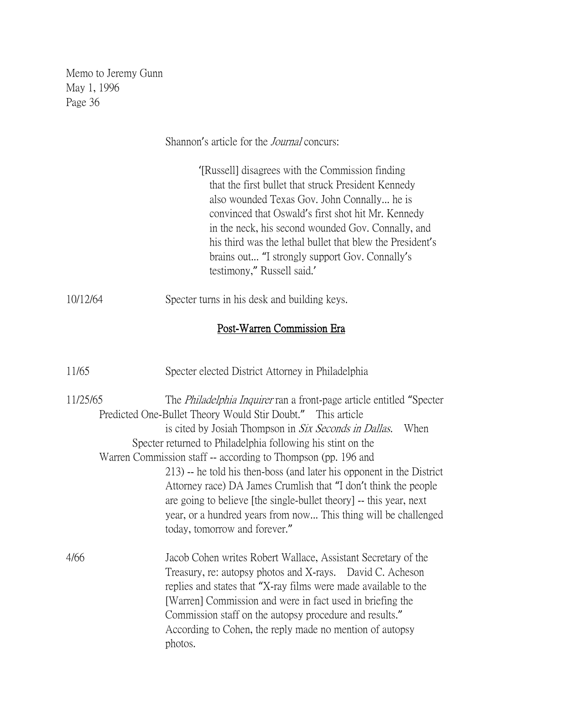Shannon's article for the *Journal* concurs:

> '[Russell] disagrees with the Commission finding that the first bullet that struck President Kennedy also wounded Texas Gov. John Connally... he is convinced that Oswald's first shot hit Mr. Kennedy in the neck, his second wounded Gov. Connally, and his third was the lethal bullet that blew the President's brains out... "I strongly support Gov. Connally's testimony," Russell said.'

10/12/64 Specter turns in his desk and building keys.

## Post-Warren Commission Era

11/65 Specter elected District Attorney in Philadelphia

11/25/65 The *Philadelphia Inquirer* ran a front-page article entitled "Specter Predicted One-Bullet Theory Would Stir Doubt." This article is cited by Josiah Thompson in *Six Seconds in Dallas*. When Specter returned to Philadelphia following his stint on the Warren Commission staff -- according to Thompson (pp. 196 and 213) -- he told his then-boss (and later his opponent in the District Attorney race) DA James Crumlish that "I don't think the people are going to believe [the single-bullet theory] -- this year, next year, or a hundred years from now... This thing will be challenged today, tomorrow and forever."

4/66 Jacob Cohen writes Robert Wallace, Assistant Secretary of the Treasury, re: autopsy photos and X-rays. David C. Acheson replies and states that "X-ray films were made available to the [Warren] Commission and were in fact used in briefing the Commission staff on the autopsy procedure and results." According to Cohen, the reply made no mention of autopsy photos.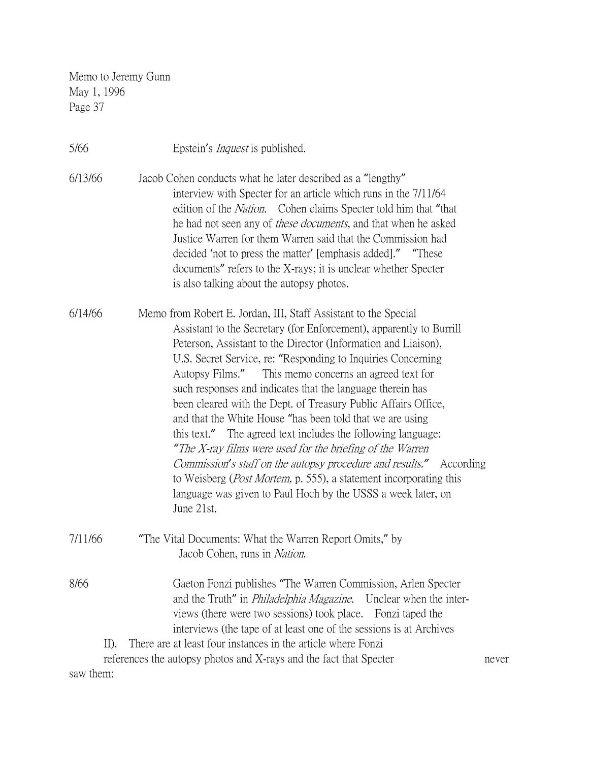Memo to Jeremy Gunn
May 1, 1996

5/66 Epstein's *Inquest* is published.

6/13/66 Jacob Cohen conducts what he later described as a "lengthy" interview with Specter for an article which runs in the 7/11/64 edition of the *Nation*. Cohen claims Specter told him that "that he had not seen any of *these documents*, and that when he asked Justice Warren for them Warren said that the Commission had decided 'not to press the matter' [emphasis added]." "These documents" refers to the X-rays; it is unclear whether Specter is also talking about the autopsy photos.

6/14/66 Memo from Robert E. Jordan, III, Staff Assistant to the Special Assistant to the Secretary (for Enforcement), apparently to Burrill Peterson, Assistant to the Director (Information and Liaison), U.S. Secret Service, re: "Responding to Inquiries Concerning Autopsy Films." This memo concerns an agreed text for such responses and indicates that the language therein has been cleared with the Dept. of Treasury Public Affairs Office, and that the White House "has been told that we are using this text." The agreed text includes the following language: *"The X-ray films were used for the briefing of the Warren Commission's staff on the autopsy procedure and results."* According to Weisberg (*Post Mortem,* p. 555), a statement incorporating this language was given to Paul Hoch by the USSS a week later, on June 21st.

7/11/66 "The Vital Documents: What the Warren Report Omits," by Jacob Cohen, runs in *Nation*.

8/66 Gaeton Fonzi publishes "The Warren Commission, Arlen Specter and the Truth" in *Philadelphia Magazine*. Unclear when the interviews (there were two sessions) took place. Fonzi taped the interviews (the tape of at least one of the sessions is at Archives II). There are at least four instances in the article where Fonzi references the autopsy photos and X-rays and the fact that Specter never saw them: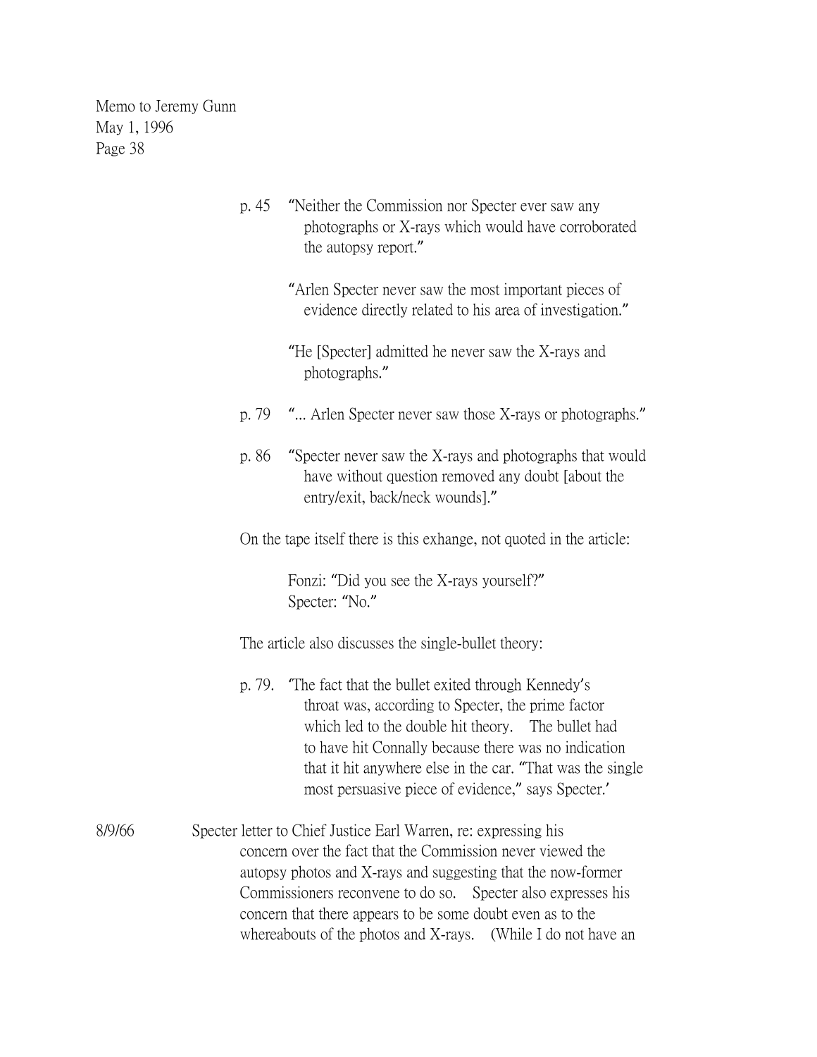Memo to Jeremy Gunn
May 1, 1996

p. 45 "Neither the Commission nor Specter ever saw any photographs or X-rays which would have corroborated the autopsy report."

"Arlen Specter never saw the most important pieces of evidence directly related to his area of investigation."

"He [Specter] admitted he never saw the X-rays and photographs."

p. 79 "... Arlen Specter never saw those X-rays or photographs."

p. 86 "Specter never saw the X-rays and photographs that would have without question removed any doubt [about the entry/exit, back/neck wounds]."

On the tape itself there is this exhange, not quoted in the article:

> Fonzi: "Did you see the X-rays yourself?"
> Specter: "No."

The article also discusses the single-bullet theory:

p. 79. 'The fact that the bullet exited through Kennedy's throat was, according to Specter, the prime factor which led to the double hit theory. The bullet had to have hit Connally because there was no indication that it hit anywhere else in the car. "That was the single most persuasive piece of evidence," says Specter.'

8/9/66 Specter letter to Chief Justice Earl Warren, re: expressing his concern over the fact that the Commission never viewed the autopsy photos and X-rays and suggesting that the now-former Commissioners reconvene to do so. Specter also expresses his concern that there appears to be some doubt even as to the whereabouts of the photos and X-rays. (While I do not have an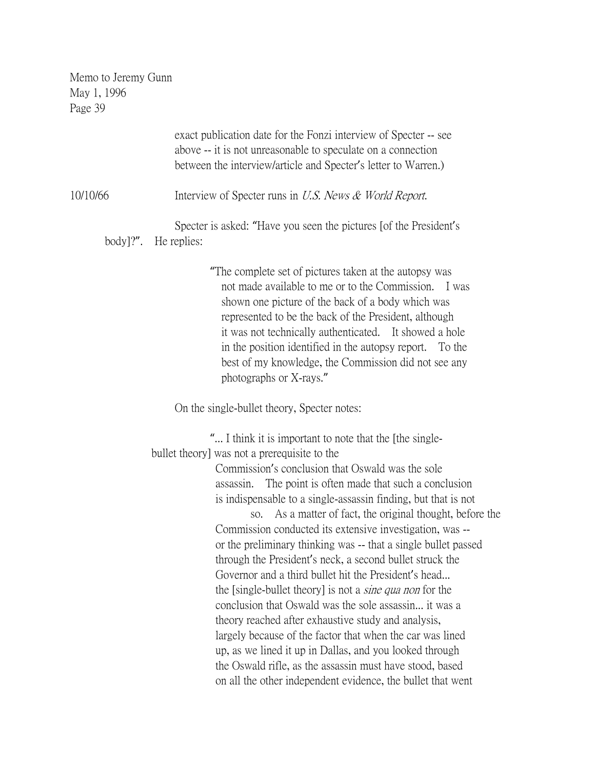exact publication date for the Fonzi interview of Specter -- see above -- it is not unreasonable to speculate on a connection between the interview/article and Specter's letter to Warren.)

10/10/66 Interview of Specter runs in *U.S. News & World Report*.

Specter is asked: "Have you seen the pictures [of the President's body]?". He replies:

> "The complete set of pictures taken at the autopsy was not made available to me or to the Commission. I was shown one picture of the back of a body which was represented to be the back of the President, although it was not technically authenticated. It showed a hole in the position identified in the autopsy report. To the best of my knowledge, the Commission did not see any photographs or X-rays."

On the single-bullet theory, Specter notes:

> "... I think it is important to note that the [the single-bullet theory] was not a prerequisite to the Commission's conclusion that Oswald was the sole assassin. The point is often made that such a conclusion is indispensable to a single-assassin finding, but that is not so. As a matter of fact, the original thought, before the Commission conducted its extensive investigation, was -- or the preliminary thinking was -- that a single bullet passed through the President's neck, a second bullet struck the Governor and a third bullet hit the President's head... the [single-bullet theory] is not a *sine qua non* for the conclusion that Oswald was the sole assassin... it was a theory reached after exhaustive study and analysis, largely because of the factor that when the car was lined up, as we lined it up in Dallas, and you looked through the Oswald rifle, as the assassin must have stood, based on all the other independent evidence, the bullet that went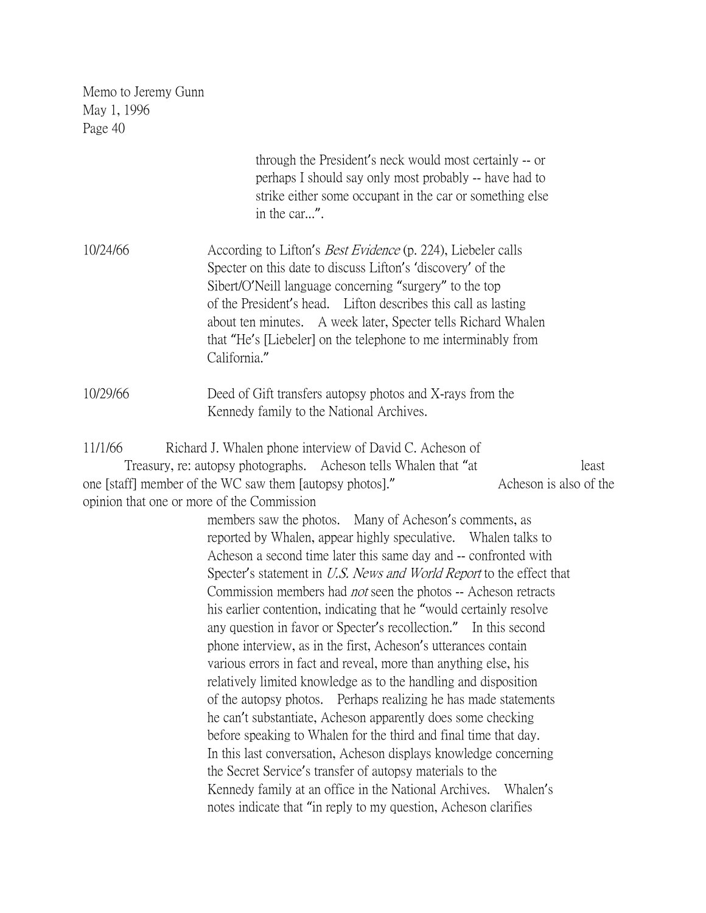Memo to Jeremy Gunn
May 1, 1996

through the President's neck would most certainly -- or perhaps I should say only most probably -- have had to strike either some occupant in the car or something else in the car...".

10/24/66 According to Lifton's *Best Evidence* (p. 224), Liebeler calls Specter on this date to discuss Lifton's 'discovery' of the Sibert/O'Neill language concerning "surgery" to the top of the President's head. Lifton describes this call as lasting about ten minutes. A week later, Specter tells Richard Whalen that "He's [Liebeler] on the telephone to me interminably from California."

10/29/66 Deed of Gift transfers autopsy photos and X-rays from the Kennedy family to the National Archives.

11/1/66 Richard J. Whalen phone interview of David C. Acheson of Treasury, re: autopsy photographs. Acheson tells Whalen that "at least one [staff] member of the WC saw them [autopsy photos]." Acheson is also of the opinion that one or more of the Commission members saw the photos. Many of Acheson's comments, as reported by Whalen, appear highly speculative. Whalen talks to Acheson a second time later this same day and -- confronted with Specter's statement in *U.S. News and World Report* to the effect that Commission members had *not* seen the photos -- Acheson retracts his earlier contention, indicating that he "would certainly resolve any question in favor or Specter's recollection." In this second phone interview, as in the first, Acheson's utterances contain various errors in fact and reveal, more than anything else, his relatively limited knowledge as to the handling and disposition of the autopsy photos. Perhaps realizing he has made statements he can't substantiate, Acheson apparently does some checking before speaking to Whalen for the third and final time that day. In this last conversation, Acheson displays knowledge concerning the Secret Service's transfer of autopsy materials to the Kennedy family at an office in the National Archives. Whalen's notes indicate that "in reply to my question, Acheson clarifies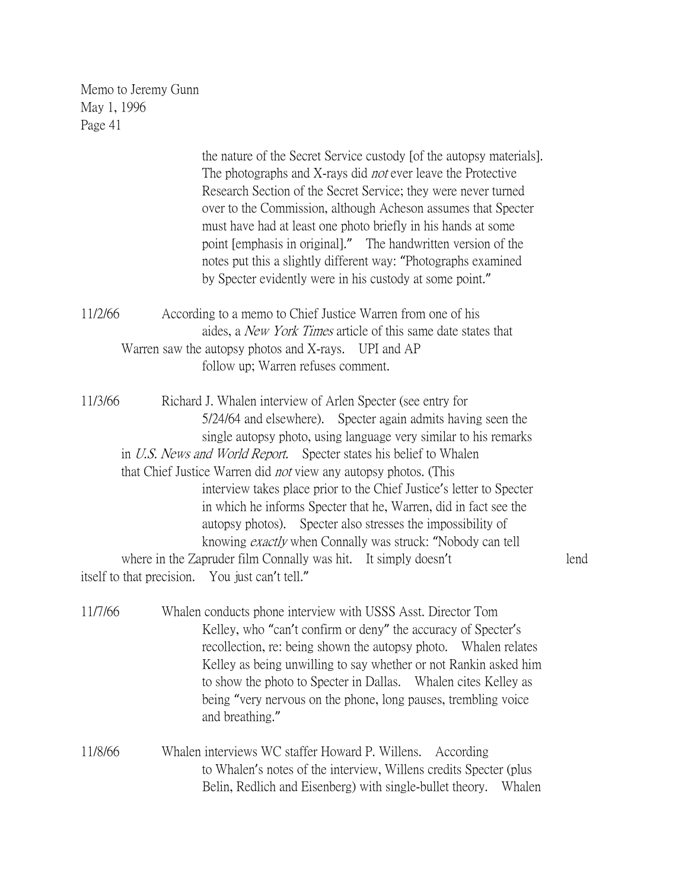Memo to Jeremy Gunn
May 1, 1996

the nature of the Secret Service custody [of the autopsy materials]. The photographs and X-rays did *not* ever leave the Protective Research Section of the Secret Service; they were never turned over to the Commission, although Acheson assumes that Specter must have had at least one photo briefly in his hands at some point [emphasis in original]." The handwritten version of the notes put this a slightly different way: "Photographs examined by Specter evidently were in his custody at some point."

11/2/66 According to a memo to Chief Justice Warren from one of his aides, a *New York Times* article of this same date states that Warren saw the autopsy photos and X-rays. UPI and AP follow up; Warren refuses comment.

11/3/66 Richard J. Whalen interview of Arlen Specter (see entry for 5/24/64 and elsewhere). Specter again admits having seen the single autopsy photo, using language very similar to his remarks in *U.S. News and World Report.* Specter states his belief to Whalen that Chief Justice Warren did *not* view any autopsy photos. (This interview takes place prior to the Chief Justice's letter to Specter in which he informs Specter that he, Warren, did in fact see the autopsy photos). Specter also stresses the impossibility of knowing *exactly* when Connally was struck: "Nobody can tell where in the Zapruder film Connally was hit. It simply doesn't lend itself to that precision. You just can't tell."

11/7/66 Whalen conducts phone interview with USSS Asst. Director Tom Kelley, who "can't confirm or deny" the accuracy of Specter's recollection, re: being shown the autopsy photo. Whalen relates Kelley as being unwilling to say whether or not Rankin asked him to show the photo to Specter in Dallas. Whalen cites Kelley as being "very nervous on the phone, long pauses, trembling voice and breathing."

11/8/66 Whalen interviews WC staffer Howard P. Willens. According to Whalen's notes of the interview, Willens credits Specter (plus Belin, Redlich and Eisenberg) with single-bullet theory. Whalen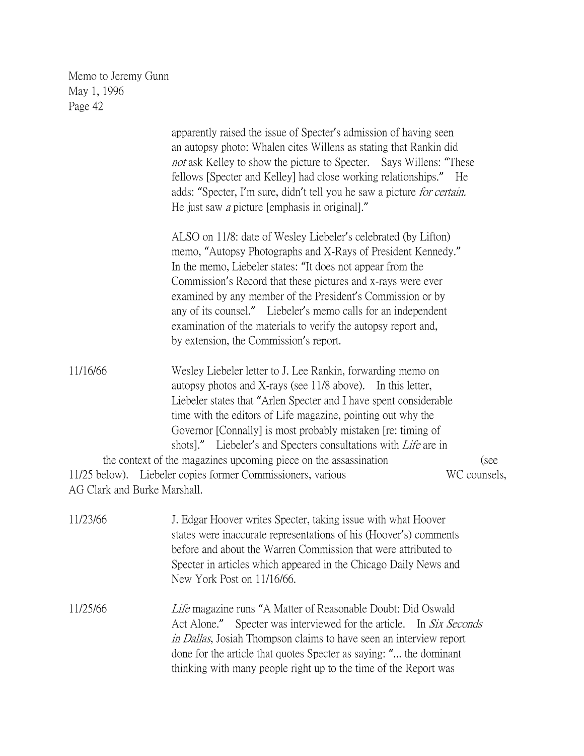Memo to Jeremy Gunn
May 1, 1996

apparently raised the issue of Specter's admission of having seen an autopsy photo: Whalen cites Willens as stating that Rankin did *not* ask Kelley to show the picture to Specter. Says Willens: "These fellows [Specter and Kelley] had close working relationships." He adds: "Specter, I'm sure, didn't tell you he saw a picture *for certain.* He just saw *a* picture [emphasis in original]."

ALSO on 11/8: date of Wesley Liebeler's celebrated (by Lifton) memo, "Autopsy Photographs and X-Rays of President Kennedy." In the memo, Liebeler states: "It does not appear from the Commission's Record that these pictures and x-rays were ever examined by any member of the President's Commission or by any of its counsel." Liebeler's memo calls for an independent examination of the materials to verify the autopsy report and, by extension, the Commission's report.

11/16/66 Wesley Liebeler letter to J. Lee Rankin, forwarding memo on autopsy photos and X-rays (see 11/8 above). In this letter, Liebeler states that "Arlen Specter and I have spent considerable time with the editors of Life magazine, pointing out why the Governor [Connally] is most probably mistaken [re: timing of shots]." Liebeler's and Specters consultations with *Life* are in the context of the magazines upcoming piece on the assassination (see 11/25 below). Liebeler copies former Commissioners, various WC counsels, AG Clark and Burke Marshall.

11/23/66 J. Edgar Hoover writes Specter, taking issue with what Hoover states were inaccurate representations of his (Hoover's) comments before and about the Warren Commission that were attributed to Specter in articles which appeared in the Chicago Daily News and New York Post on 11/16/66.

11/25/66 *Life* magazine runs "A Matter of Reasonable Doubt: Did Oswald Act Alone." Specter was interviewed for the article. In *Six Seconds in Dallas*, Josiah Thompson claims to have seen an interview report done for the article that quotes Specter as saying: "... the dominant thinking with many people right up to the time of the Report was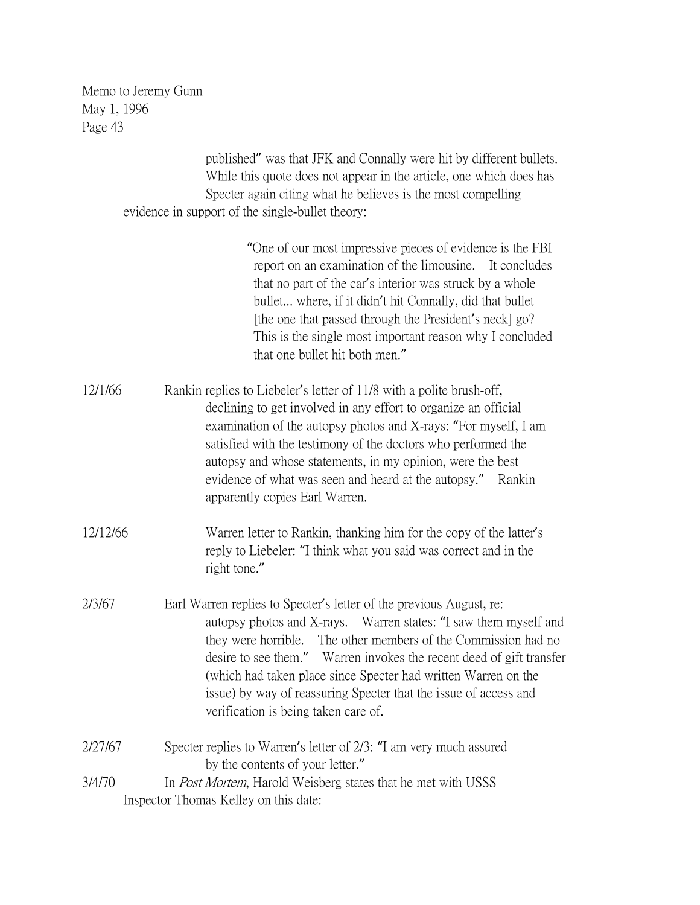published" was that JFK and Connally were hit by different bullets. While this quote does not appear in the article, one which does has Specter again citing what he believes is the most compelling evidence in support of the single-bullet theory:

> "One of our most impressive pieces of evidence is the FBI report on an examination of the limousine. It concludes that no part of the car's interior was struck by a whole bullet... where, if it didn't hit Connally, did that bullet [the one that passed through the President's neck] go? This is the single most important reason why I concluded that one bullet hit both men."

12/1/66 Rankin replies to Liebeler's letter of 11/8 with a polite brush-off, declining to get involved in any effort to organize an official examination of the autopsy photos and X-rays: "For myself, I am satisfied with the testimony of the doctors who performed the autopsy and whose statements, in my opinion, were the best evidence of what was seen and heard at the autopsy." Rankin apparently copies Earl Warren.

12/12/66 Warren letter to Rankin, thanking him for the copy of the latter's reply to Liebeler: "I think what you said was correct and in the right tone."

2/3/67 Earl Warren replies to Specter's letter of the previous August, re: autopsy photos and X-rays. Warren states: "I saw them myself and they were horrible. The other members of the Commission had no desire to see them." Warren invokes the recent deed of gift transfer (which had taken place since Specter had written Warren on the issue) by way of reassuring Specter that the issue of access and verification is being taken care of.

2/27/67 Specter replies to Warren's letter of 2/3: "I am very much assured by the contents of your letter."

3/4/70 In *Post Mortem*, Harold Weisberg states that he met with USSS Inspector Thomas Kelley on this date: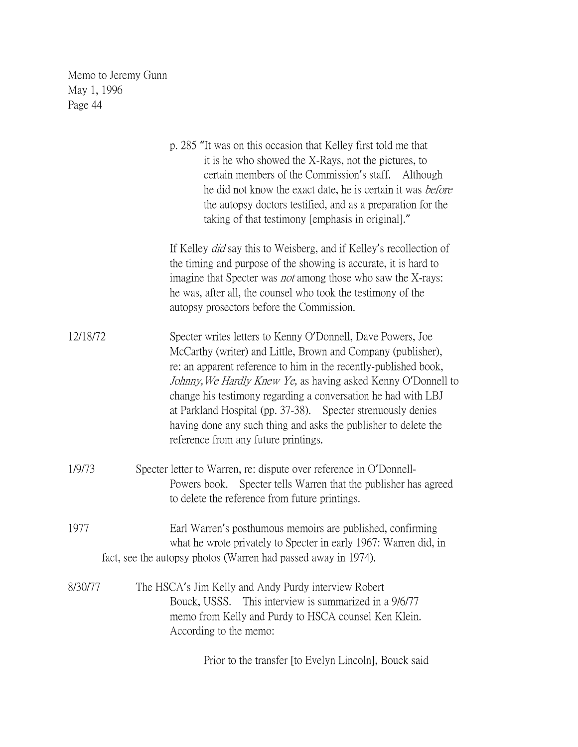p. 285 "It was on this occasion that Kelley first told me that it is he who showed the X-Rays, not the pictures, to certain members of the Commission's staff. Although he did not know the exact date, he is certain it was *before* the autopsy doctors testified, and as a preparation for the taking of that testimony [emphasis in original]."

If Kelley *did* say this to Weisberg, and if Kelley's recollection of the timing and purpose of the showing is accurate, it is hard to imagine that Specter was *not* among those who saw the X-rays: he was, after all, the counsel who took the testimony of the autopsy prosectors before the Commission.

12/18/72 Specter writes letters to Kenny O'Donnell, Dave Powers, Joe McCarthy (writer) and Little, Brown and Company (publisher), re: an apparent reference to him in the recently-published book, *Johnny, We Hardly Knew Ye,* as having asked Kenny O'Donnell to change his testimony regarding a conversation he had with LBJ at Parkland Hospital (pp. 37-38). Specter strenuously denies having done any such thing and asks the publisher to delete the reference from any future printings.

1/9/73 Specter letter to Warren, re: dispute over reference in O'Donnell-Powers book. Specter tells Warren that the publisher has agreed to delete the reference from future printings.

1977 Earl Warren's posthumous memoirs are published, confirming what he wrote privately to Specter in early 1967: Warren did, in fact, see the autopsy photos (Warren had passed away in 1974).

8/30/77 The HSCA's Jim Kelly and Andy Purdy interview Robert Bouck, USSS. This interview is summarized in a 9/6/77 memo from Kelly and Purdy to HSCA counsel Ken Klein. According to the memo:

> Prior to the transfer [to Evelyn Lincoln], Bouck said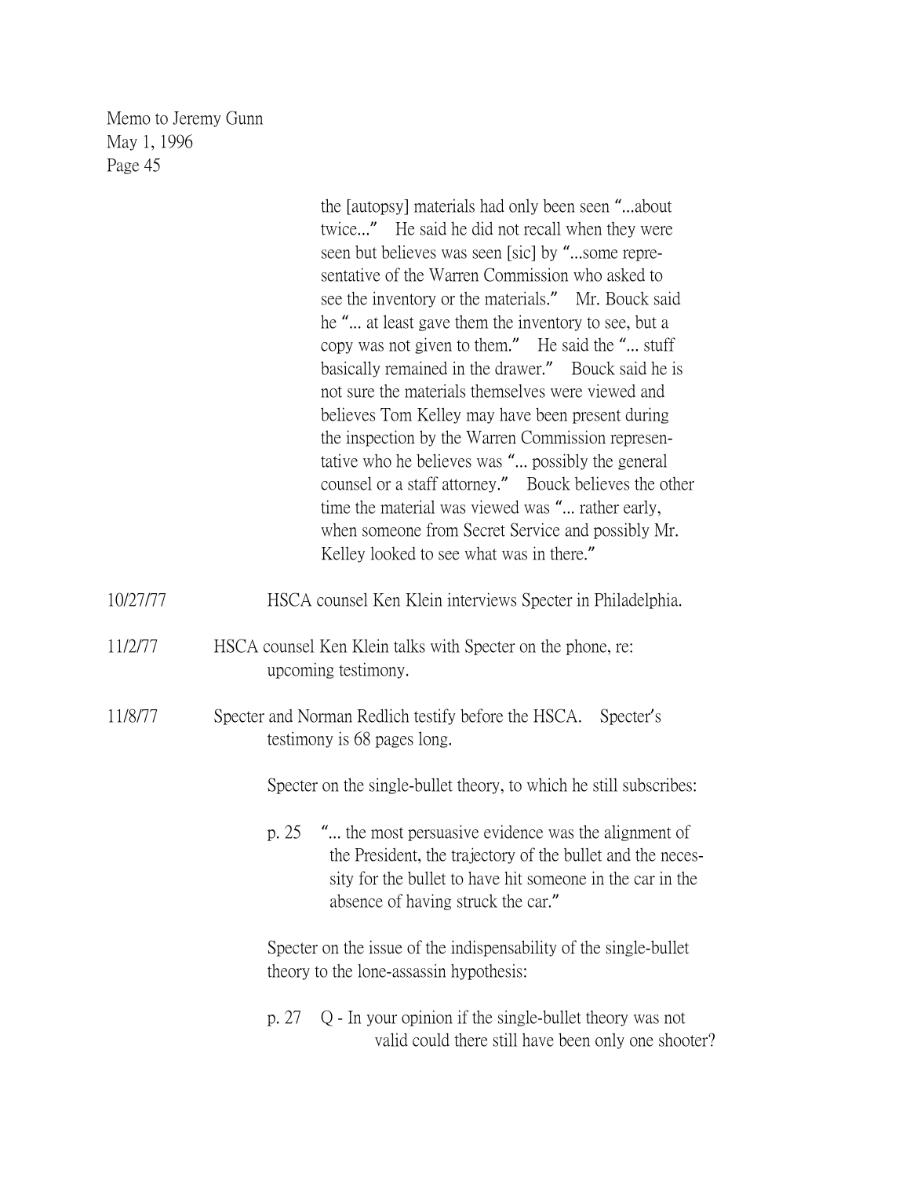the [autopsy] materials had only been seen "...about twice..." He said he did not recall when they were seen but believes was seen [sic] by "...some representative of the Warren Commission who asked to see the inventory or the materials." Mr. Bouck said he "... at least gave them the inventory to see, but a copy was not given to them." He said the "... stuff basically remained in the drawer." Bouck said he is not sure the materials themselves were viewed and believes Tom Kelley may have been present during the inspection by the Warren Commission representative who he believes was "... possibly the general counsel or a staff attorney." Bouck believes the other time the material was viewed was "... rather early, when someone from Secret Service and possibly Mr. Kelley looked to see what was in there."

10/27/77 HSCA counsel Ken Klein interviews Specter in Philadelphia.

11/2/77 HSCA counsel Ken Klein talks with Specter on the phone, re: upcoming testimony.

11/8/77 Specter and Norman Redlich testify before the HSCA. Specter's testimony is 68 pages long.

Specter on the single-bullet theory, to which he still subscribes:

p. 25 "... the most persuasive evidence was the alignment of the President, the trajectory of the bullet and the necessity for the bullet to have hit someone in the car in the absence of having struck the car."

Specter on the issue of the indispensability of the single-bullet theory to the lone-assassin hypothesis:

p. 27 Q - In your opinion if the single-bullet theory was not valid could there still have been only one shooter?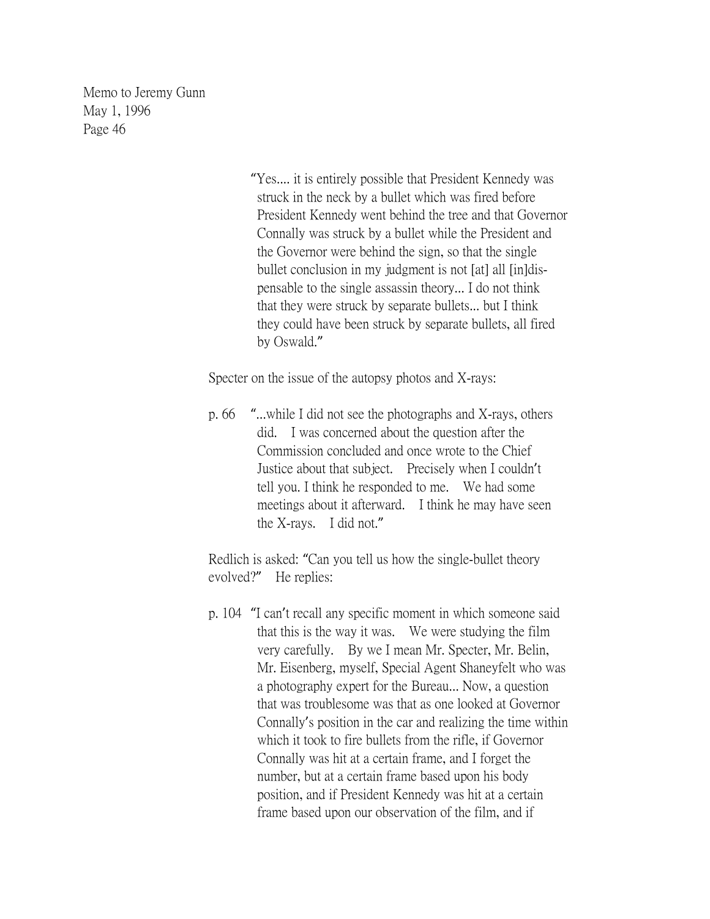> "Yes.... it is entirely possible that President Kennedy was struck in the neck by a bullet which was fired before President Kennedy went behind the tree and that Governor Connally was struck by a bullet while the President and the Governor were behind the sign, so that the single bullet conclusion in my judgment is not [at] all [in]dispensable to the single assassin theory... I do not think that they were struck by separate bullets... but I think they could have been struck by separate bullets, all fired by Oswald."

Specter on the issue of the autopsy photos and X-rays:

p. 66 "...while I did not see the photographs and X-rays, others did. I was concerned about the question after the Commission concluded and once wrote to the Chief Justice about that subject. Precisely when I couldn't tell you. I think he responded to me. We had some meetings about it afterward. I think he may have seen the X-rays. I did not."

Redlich is asked: "Can you tell us how the single-bullet theory evolved?" He replies:

p. 104 "I can't recall any specific moment in which someone said that this is the way it was. We were studying the film very carefully. By we I mean Mr. Specter, Mr. Belin, Mr. Eisenberg, myself, Special Agent Shaneyfelt who was a photography expert for the Bureau... Now, a question that was troublesome was that as one looked at Governor Connally's position in the car and realizing the time within which it took to fire bullets from the rifle, if Governor Connally was hit at a certain frame, and I forget the number, but at a certain frame based upon his body position, and if President Kennedy was hit at a certain frame based upon our observation of the film, and if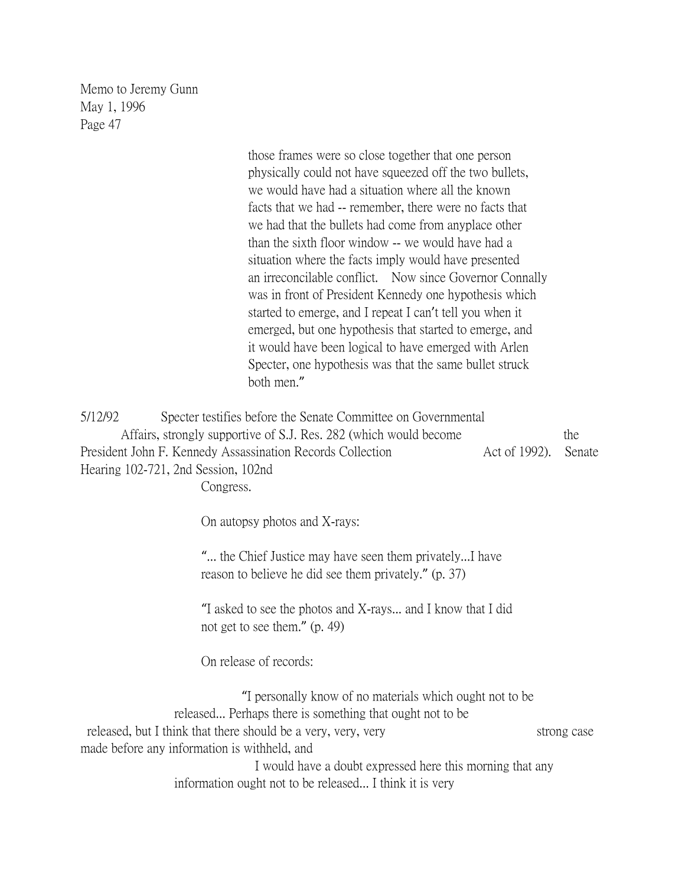those frames were so close together that one person physically could not have squeezed off the two bullets, we would have had a situation where all the known facts that we had -- remember, there were no facts that we had that the bullets had come from anyplace other than the sixth floor window -- we would have had a situation where the facts imply would have presented an irreconcilable conflict. Now since Governor Connally was in front of President Kennedy one hypothesis which started to emerge, and I repeat I can't tell you when it emerged, but one hypothesis that started to emerge, and it would have been logical to have emerged with Arlen Specter, one hypothesis was that the same bullet struck both men."

5/12/92 Specter testifies before the Senate Committee on Governmental Affairs, strongly supportive of S.J. Res. 282 (which would become the President John F. Kennedy Assassination Records Collection Act of 1992). Senate Hearing 102-721, 2nd Session, 102nd Congress.

On autopsy photos and X-rays:

"... the Chief Justice may have seen them privately...I have reason to believe he did see them privately." (p. 37)

"I asked to see the photos and X-rays... and I know that I did not get to see them." (p. 49)

On release of records:

"I personally know of no materials which ought not to be released... Perhaps there is something that ought not to be released, but I think that there should be a very, very, very strong case made before any information is withheld, and I would have a doubt expressed here this morning that any information ought not to be released... I think it is very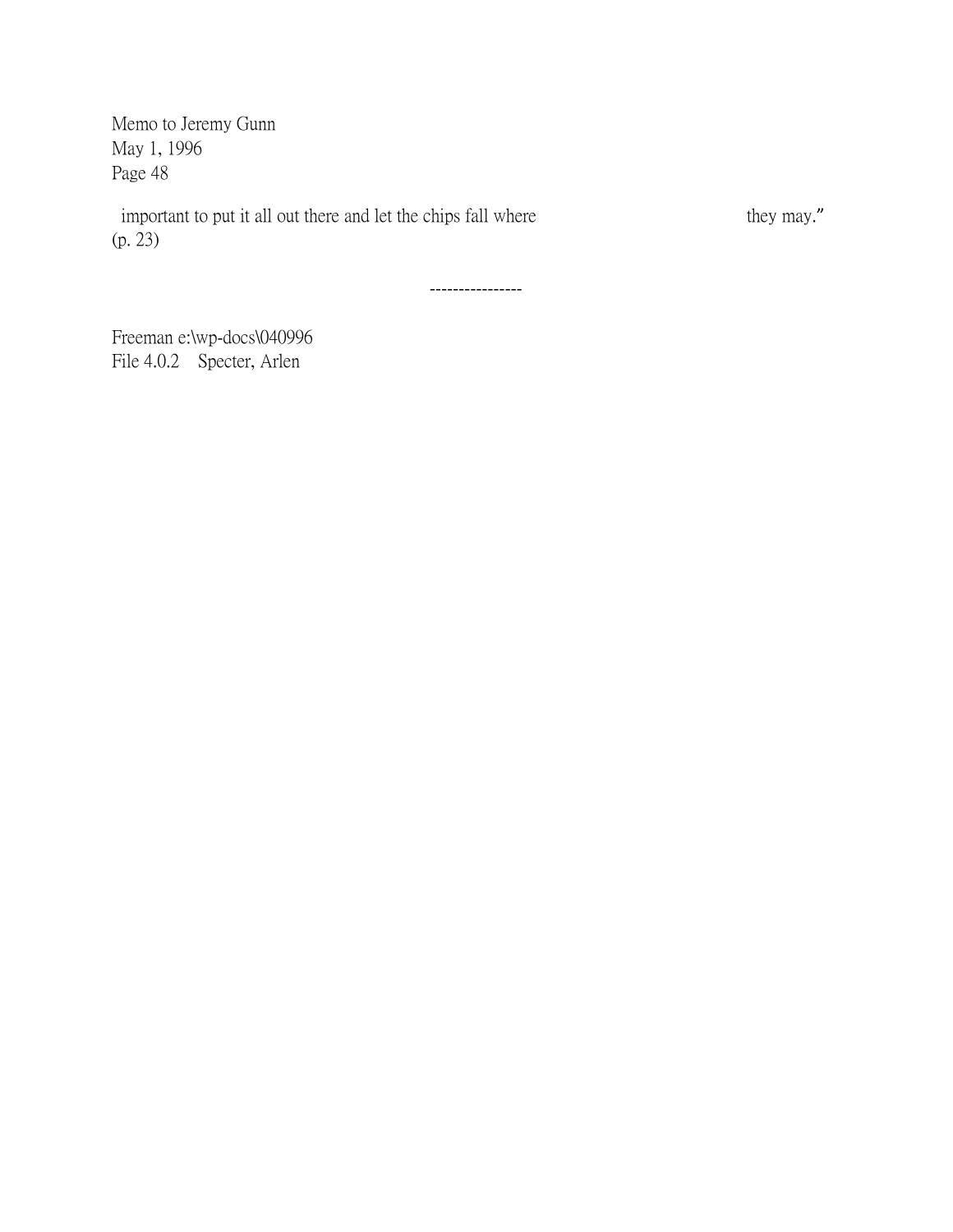important to put it all out there and let the chips fall where they may." (p. 23)

----------------

Freeman e:\wp-docs\040996
File 4.0.2 Specter, Arlen